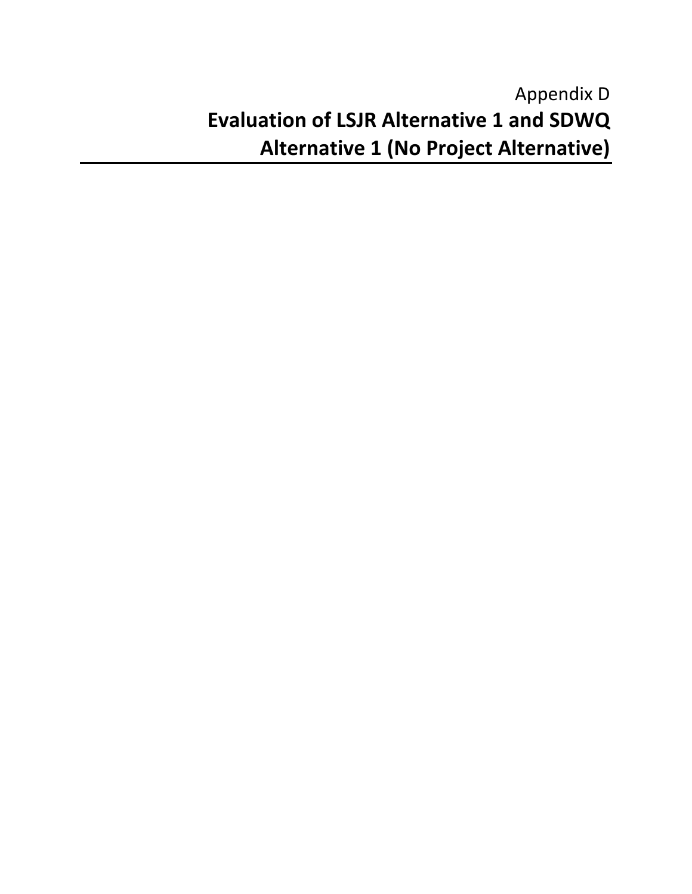Appendix D

# Evaluation of LSJR Alternative 1 and SDWQ Alternative 1 (No Project Alternative)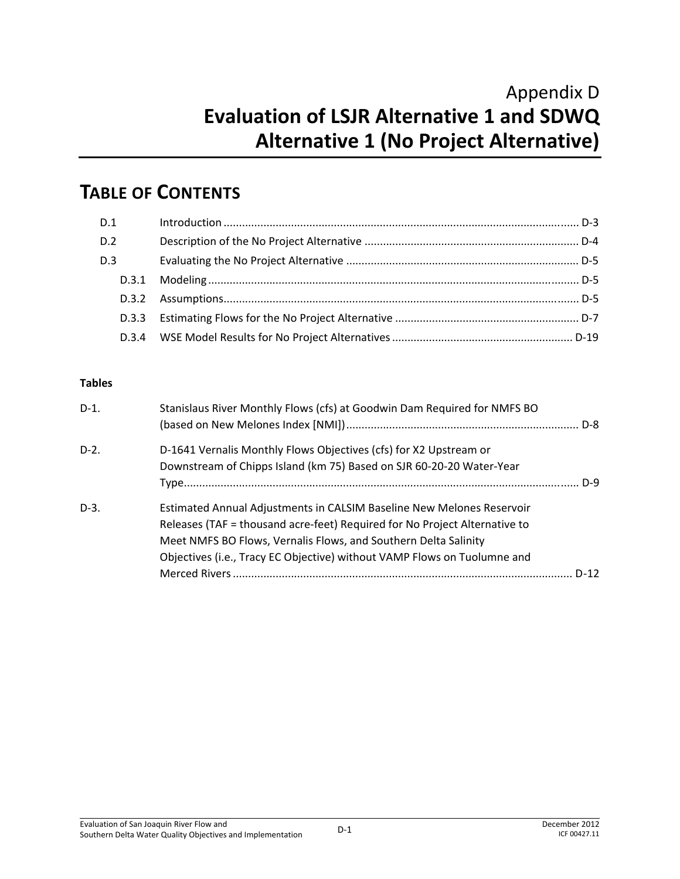# Appendix D
# Evaluation of LSJR Alternative 1 and SDWQ Alternative 1 (No Project Alternative)

## TABLE OF CONTENTS

| | | |
|---|---|---|
| D.1 | Introduction | D-3 |
| D.2 | Description of the No Project Alternative | D-4 |
| D.3 | Evaluating the No Project Alternative | D-5 |
| D.3.1 | Modeling | D-5 |
| D.3.2 | Assumptions | D-5 |
| D.3.3 | Estimating Flows for the No Project Alternative | D-7 |
| D.3.4 | WSE Model Results for No Project Alternatives | D-19 |

**Tables**

| | | |
|---|---|---|
| D-1. | Stanislaus River Monthly Flows (cfs) at Goodwin Dam Required for NMFS BO (based on New Melones Index [NMI]) | D-8 |
| D-2. | D-1641 Vernalis Monthly Flows Objectives (cfs) for X2 Upstream or Downstream of Chipps Island (km 75) Based on SJR 60-20-20 Water-Year Type | D-9 |
| D-3. | Estimated Annual Adjustments in CALSIM Baseline New Melones Reservoir Releases (TAF = thousand acre-feet) Required for No Project Alternative to Meet NMFS BO Flows, Vernalis Flows, and Southern Delta Salinity Objectives (i.e., Tracy EC Objective) without VAMP Flows on Tuolumne and Merced Rivers | D-12 |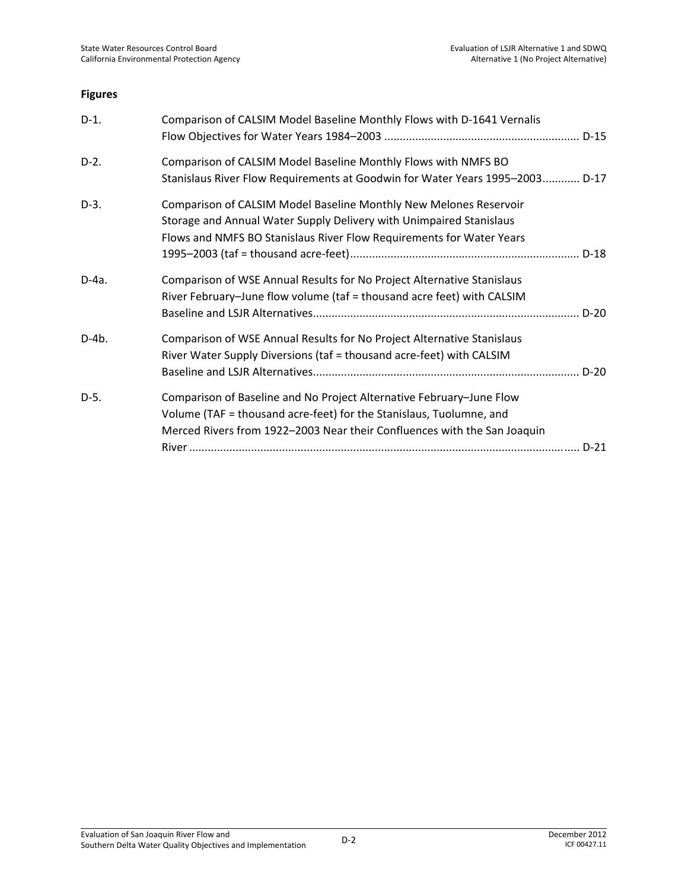## Figures

| | | |
|---|---|---|
| D-1. | Comparison of CALSIM Model Baseline Monthly Flows with D-1641 Vernalis Flow Objectives for Water Years 1984–2003 | D-15 |
| D-2. | Comparison of CALSIM Model Baseline Monthly Flows with NMFS BO Stanislaus River Flow Requirements at Goodwin for Water Years 1995–2003 | D-17 |
| D-3. | Comparison of CALSIM Model Baseline Monthly New Melones Reservoir Storage and Annual Water Supply Delivery with Unimpaired Stanislaus Flows and NMFS BO Stanislaus River Flow Requirements for Water Years 1995–2003 (taf = thousand acre-feet) | D-18 |
| D-4a. | Comparison of WSE Annual Results for No Project Alternative Stanislaus River February–June flow volume (taf = thousand acre feet) with CALSIM Baseline and LSJR Alternatives | D-20 |
| D-4b. | Comparison of WSE Annual Results for No Project Alternative Stanislaus River Water Supply Diversions (taf = thousand acre-feet) with CALSIM Baseline and LSJR Alternatives | D-20 |
| D-5. | Comparison of Baseline and No Project Alternative February–June Flow Volume (TAF = thousand acre-feet) for the Stanislaus, Tuolumne, and Merced Rivers from 1922–2003 Near their Confluences with the San Joaquin River | D-21 |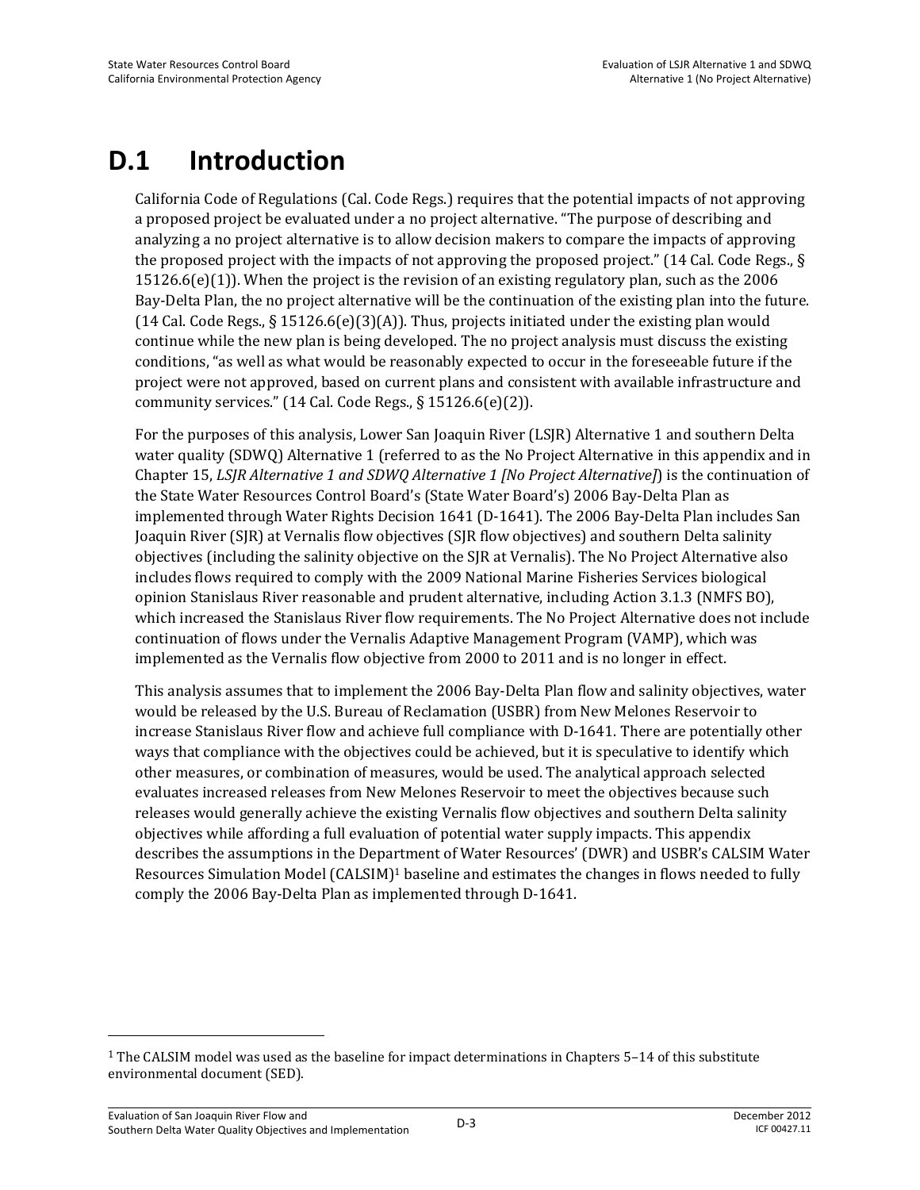# D.1 Introduction

California Code of Regulations (Cal. Code Regs.) requires that the potential impacts of not approving a proposed project be evaluated under a no project alternative. "The purpose of describing and analyzing a no project alternative is to allow decision makers to compare the impacts of approving the proposed project with the impacts of not approving the proposed project." (14 Cal. Code Regs., § 15126.6(e)(1)). When the project is the revision of an existing regulatory plan, such as the 2006 Bay-Delta Plan, the no project alternative will be the continuation of the existing plan into the future. (14 Cal. Code Regs., § 15126.6(e)(3)(A)). Thus, projects initiated under the existing plan would continue while the new plan is being developed. The no project analysis must discuss the existing conditions, "as well as what would be reasonably expected to occur in the foreseeable future if the project were not approved, based on current plans and consistent with available infrastructure and community services." (14 Cal. Code Regs., § 15126.6(e)(2)).

For the purposes of this analysis, Lower San Joaquin River (LSJR) Alternative 1 and southern Delta water quality (SDWQ) Alternative 1 (referred to as the No Project Alternative in this appendix and in Chapter 15, *LSJR Alternative 1 and SDWQ Alternative 1 [No Project Alternative]*) is the continuation of the State Water Resources Control Board's (State Water Board's) 2006 Bay-Delta Plan as implemented through Water Rights Decision 1641 (D-1641). The 2006 Bay-Delta Plan includes San Joaquin River (SJR) at Vernalis flow objectives (SJR flow objectives) and southern Delta salinity objectives (including the salinity objective on the SJR at Vernalis). The No Project Alternative also includes flows required to comply with the 2009 National Marine Fisheries Services biological opinion Stanislaus River reasonable and prudent alternative, including Action 3.1.3 (NMFS BO), which increased the Stanislaus River flow requirements. The No Project Alternative does not include continuation of flows under the Vernalis Adaptive Management Program (VAMP), which was implemented as the Vernalis flow objective from 2000 to 2011 and is no longer in effect.

This analysis assumes that to implement the 2006 Bay-Delta Plan flow and salinity objectives, water would be released by the U.S. Bureau of Reclamation (USBR) from New Melones Reservoir to increase Stanislaus River flow and achieve full compliance with D-1641. There are potentially other ways that compliance with the objectives could be achieved, but it is speculative to identify which other measures, or combination of measures, would be used. The analytical approach selected evaluates increased releases from New Melones Reservoir to meet the objectives because such releases would generally achieve the existing Vernalis flow objectives and southern Delta salinity objectives while affording a full evaluation of potential water supply impacts. This appendix describes the assumptions in the Department of Water Resources' (DWR) and USBR's CALSIM Water Resources Simulation Model (CALSIM)[1] baseline and estimates the changes in flows needed to fully comply the 2006 Bay-Delta Plan as implemented through D-1641.

---

[1] The CALSIM model was used as the baseline for impact determinations in Chapters 5–14 of this substitute environmental document (SED).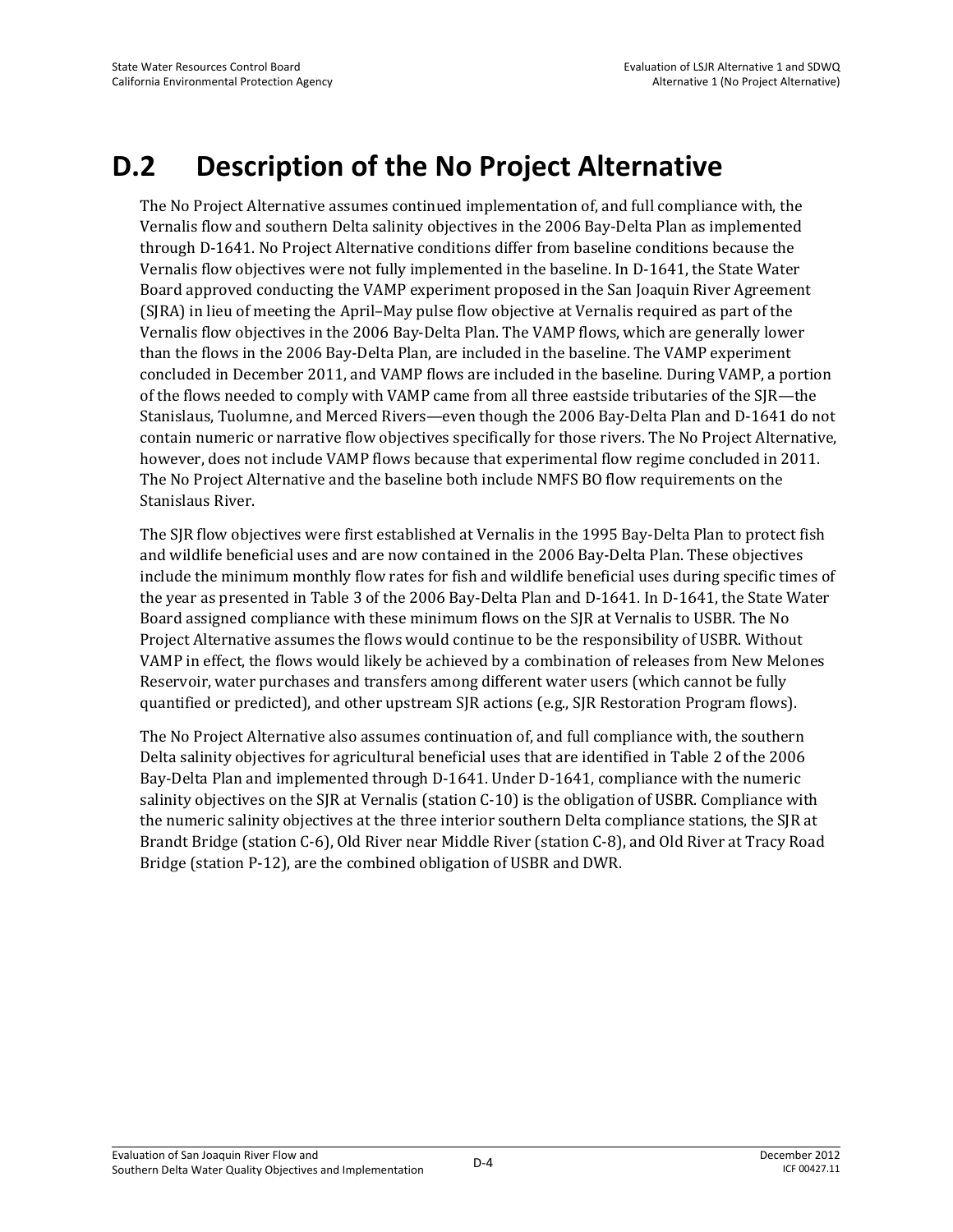# D.2 Description of the No Project Alternative

The No Project Alternative assumes continued implementation of, and full compliance with, the Vernalis flow and southern Delta salinity objectives in the 2006 Bay-Delta Plan as implemented through D-1641. No Project Alternative conditions differ from baseline conditions because the Vernalis flow objectives were not fully implemented in the baseline. In D-1641, the State Water Board approved conducting the VAMP experiment proposed in the San Joaquin River Agreement (SJRA) in lieu of meeting the April–May pulse flow objective at Vernalis required as part of the Vernalis flow objectives in the 2006 Bay-Delta Plan. The VAMP flows, which are generally lower than the flows in the 2006 Bay-Delta Plan, are included in the baseline. The VAMP experiment concluded in December 2011, and VAMP flows are included in the baseline. During VAMP, a portion of the flows needed to comply with VAMP came from all three eastside tributaries of the SJR—the Stanislaus, Tuolumne, and Merced Rivers—even though the 2006 Bay-Delta Plan and D-1641 do not contain numeric or narrative flow objectives specifically for those rivers. The No Project Alternative, however, does not include VAMP flows because that experimental flow regime concluded in 2011. The No Project Alternative and the baseline both include NMFS BO flow requirements on the Stanislaus River.

The SJR flow objectives were first established at Vernalis in the 1995 Bay-Delta Plan to protect fish and wildlife beneficial uses and are now contained in the 2006 Bay-Delta Plan. These objectives include the minimum monthly flow rates for fish and wildlife beneficial uses during specific times of the year as presented in Table 3 of the 2006 Bay-Delta Plan and D-1641. In D-1641, the State Water Board assigned compliance with these minimum flows on the SJR at Vernalis to USBR. The No Project Alternative assumes the flows would continue to be the responsibility of USBR. Without VAMP in effect, the flows would likely be achieved by a combination of releases from New Melones Reservoir, water purchases and transfers among different water users (which cannot be fully quantified or predicted), and other upstream SJR actions (e.g., SJR Restoration Program flows).

The No Project Alternative also assumes continuation of, and full compliance with, the southern Delta salinity objectives for agricultural beneficial uses that are identified in Table 2 of the 2006 Bay-Delta Plan and implemented through D-1641. Under D-1641, compliance with the numeric salinity objectives on the SJR at Vernalis (station C-10) is the obligation of USBR. Compliance with the numeric salinity objectives at the three interior southern Delta compliance stations, the SJR at Brandt Bridge (station C-6), Old River near Middle River (station C-8), and Old River at Tracy Road Bridge (station P-12), are the combined obligation of USBR and DWR.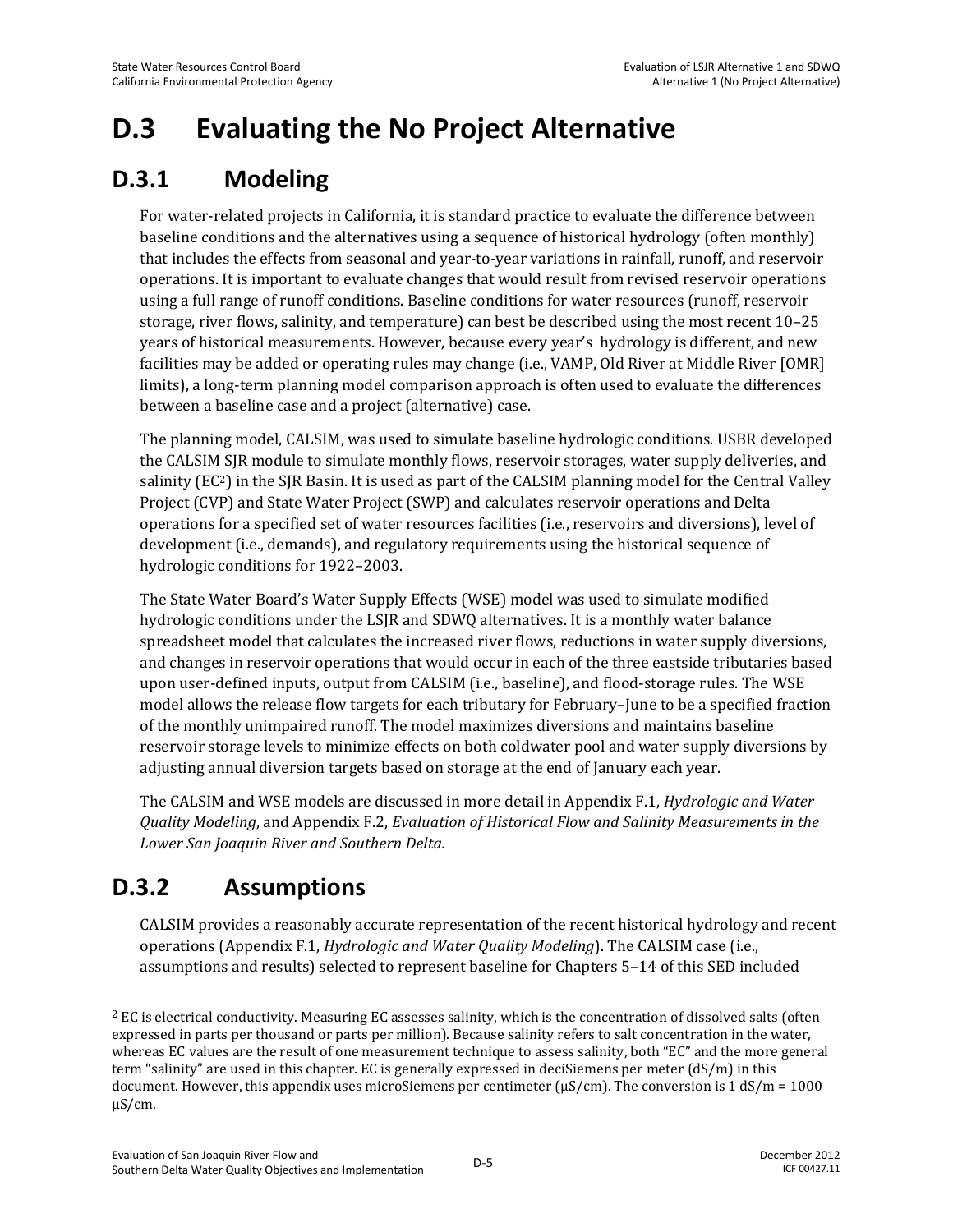# D.3 Evaluating the No Project Alternative

## D.3.1 Modeling

For water-related projects in California, it is standard practice to evaluate the difference between baseline conditions and the alternatives using a sequence of historical hydrology (often monthly) that includes the effects from seasonal and year-to-year variations in rainfall, runoff, and reservoir operations. It is important to evaluate changes that would result from revised reservoir operations using a full range of runoff conditions. Baseline conditions for water resources (runoff, reservoir storage, river flows, salinity, and temperature) can best be described using the most recent 10–25 years of historical measurements. However, because every year's hydrology is different, and new facilities may be added or operating rules may change (i.e., VAMP, Old River at Middle River [OMR] limits), a long-term planning model comparison approach is often used to evaluate the differences between a baseline case and a project (alternative) case.

The planning model, CALSIM, was used to simulate baseline hydrologic conditions. USBR developed the CALSIM SJR module to simulate monthly flows, reservoir storages, water supply deliveries, and salinity (EC[2]) in the SJR Basin. It is used as part of the CALSIM planning model for the Central Valley Project (CVP) and State Water Project (SWP) and calculates reservoir operations and Delta operations for a specified set of water resources facilities (i.e., reservoirs and diversions), level of development (i.e., demands), and regulatory requirements using the historical sequence of hydrologic conditions for 1922–2003.

The State Water Board's Water Supply Effects (WSE) model was used to simulate modified hydrologic conditions under the LSJR and SDWQ alternatives. It is a monthly water balance spreadsheet model that calculates the increased river flows, reductions in water supply diversions, and changes in reservoir operations that would occur in each of the three eastside tributaries based upon user-defined inputs, output from CALSIM (i.e., baseline), and flood-storage rules. The WSE model allows the release flow targets for each tributary for February–June to be a specified fraction of the monthly unimpaired runoff. The model maximizes diversions and maintains baseline reservoir storage levels to minimize effects on both coldwater pool and water supply diversions by adjusting annual diversion targets based on storage at the end of January each year.

The CALSIM and WSE models are discussed in more detail in Appendix F.1, *Hydrologic and Water Quality Modeling*, and Appendix F.2, *Evaluation of Historical Flow and Salinity Measurements in the Lower San Joaquin River and Southern Delta.*

## D.3.2 Assumptions

CALSIM provides a reasonably accurate representation of the recent historical hydrology and recent operations (Appendix F.1, *Hydrologic and Water Quality Modeling*). The CALSIM case (i.e., assumptions and results) selected to represent baseline for Chapters 5–14 of this SED included

---

[2] EC is electrical conductivity. Measuring EC assesses salinity, which is the concentration of dissolved salts (often expressed in parts per thousand or parts per million). Because salinity refers to salt concentration in the water, whereas EC values are the result of one measurement technique to assess salinity, both "EC" and the more general term "salinity" are used in this chapter. EC is generally expressed in deciSiemens per meter (dS/m) in this document. However, this appendix uses microSiemens per centimeter (μS/cm). The conversion is 1 dS/m = 1000 μS/cm.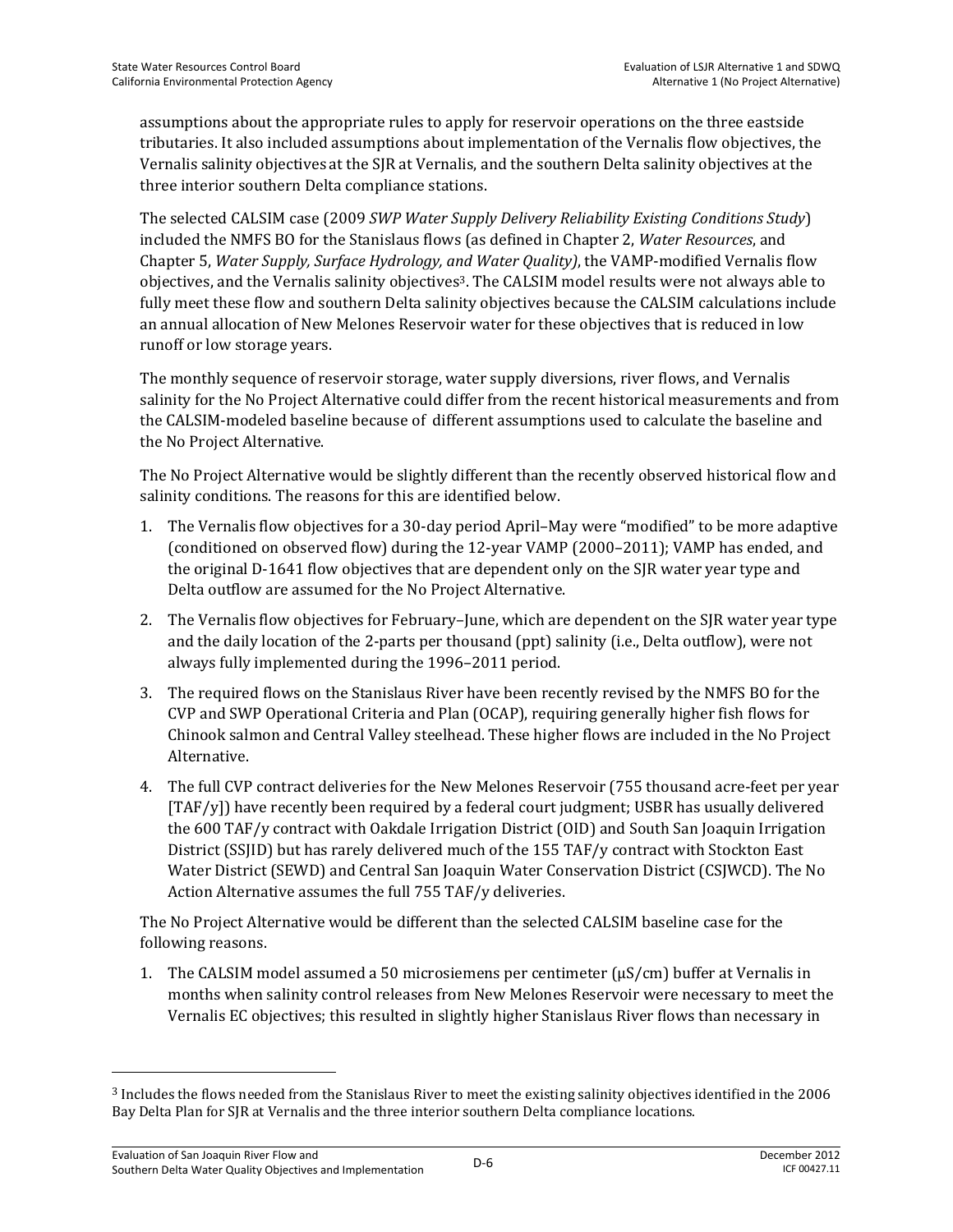assumptions about the appropriate rules to apply for reservoir operations on the three eastside tributaries. It also included assumptions about implementation of the Vernalis flow objectives, the Vernalis salinity objectives at the SJR at Vernalis, and the southern Delta salinity objectives at the three interior southern Delta compliance stations.

The selected CALSIM case (2009 *SWP Water Supply Delivery Reliability Existing Conditions Study*) included the NMFS BO for the Stanislaus flows (as defined in Chapter 2, *Water Resources*, and Chapter 5, *Water Supply, Surface Hydrology, and Water Quality)*, the VAMP-modified Vernalis flow objectives, and the Vernalis salinity objectives[3]. The CALSIM model results were not always able to fully meet these flow and southern Delta salinity objectives because the CALSIM calculations include an annual allocation of New Melones Reservoir water for these objectives that is reduced in low runoff or low storage years.

The monthly sequence of reservoir storage, water supply diversions, river flows, and Vernalis salinity for the No Project Alternative could differ from the recent historical measurements and from the CALSIM-modeled baseline because of different assumptions used to calculate the baseline and the No Project Alternative.

The No Project Alternative would be slightly different than the recently observed historical flow and salinity conditions. The reasons for this are identified below.

1. The Vernalis flow objectives for a 30-day period April–May were "modified" to be more adaptive (conditioned on observed flow) during the 12-year VAMP (2000–2011); VAMP has ended, and the original D-1641 flow objectives that are dependent only on the SJR water year type and Delta outflow are assumed for the No Project Alternative.
2. The Vernalis flow objectives for February–June, which are dependent on the SJR water year type and the daily location of the 2-parts per thousand (ppt) salinity (i.e., Delta outflow), were not always fully implemented during the 1996–2011 period.
3. The required flows on the Stanislaus River have been recently revised by the NMFS BO for the CVP and SWP Operational Criteria and Plan (OCAP), requiring generally higher fish flows for Chinook salmon and Central Valley steelhead. These higher flows are included in the No Project Alternative.
4. The full CVP contract deliveries for the New Melones Reservoir (755 thousand acre-feet per year [TAF/y]) have recently been required by a federal court judgment; USBR has usually delivered the 600 TAF/y contract with Oakdale Irrigation District (OID) and South San Joaquin Irrigation District (SSJID) but has rarely delivered much of the 155 TAF/y contract with Stockton East Water District (SEWD) and Central San Joaquin Water Conservation District (CSJWCD). The No Action Alternative assumes the full 755 TAF/y deliveries.

The No Project Alternative would be different than the selected CALSIM baseline case for the following reasons.

1. The CALSIM model assumed a 50 microsiemens per centimeter (μS/cm) buffer at Vernalis in months when salinity control releases from New Melones Reservoir were necessary to meet the Vernalis EC objectives; this resulted in slightly higher Stanislaus River flows than necessary in

[3] Includes the flows needed from the Stanislaus River to meet the existing salinity objectives identified in the 2006 Bay Delta Plan for SJR at Vernalis and the three interior southern Delta compliance locations.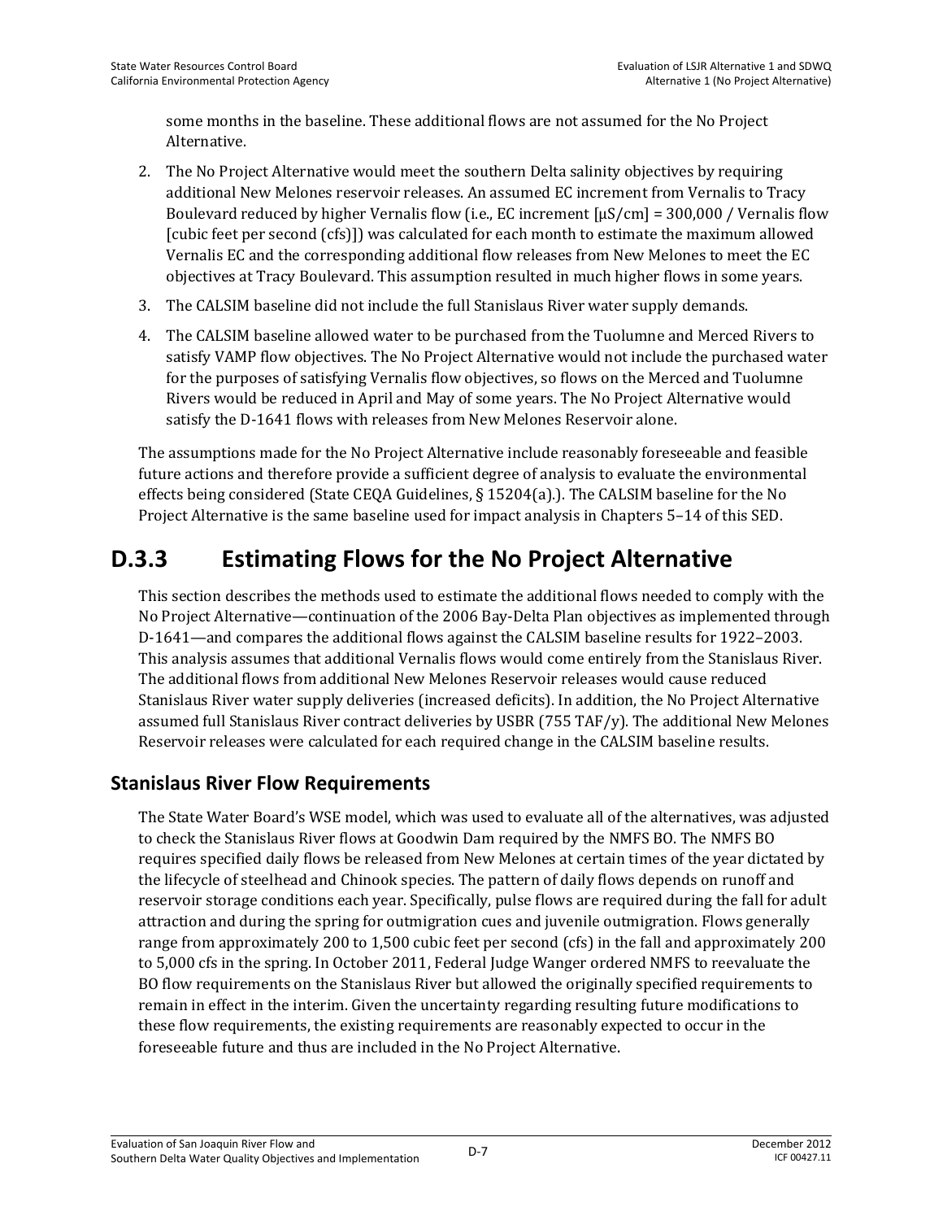some months in the baseline. These additional flows are not assumed for the No Project Alternative.

2. The No Project Alternative would meet the southern Delta salinity objectives by requiring additional New Melones reservoir releases. An assumed EC increment from Vernalis to Tracy Boulevard reduced by higher Vernalis flow (i.e., EC increment [μS/cm] = 300,000 / Vernalis flow [cubic feet per second (cfs)]) was calculated for each month to estimate the maximum allowed Vernalis EC and the corresponding additional flow releases from New Melones to meet the EC objectives at Tracy Boulevard. This assumption resulted in much higher flows in some years.
3. The CALSIM baseline did not include the full Stanislaus River water supply demands.
4. The CALSIM baseline allowed water to be purchased from the Tuolumne and Merced Rivers to satisfy VAMP flow objectives. The No Project Alternative would not include the purchased water for the purposes of satisfying Vernalis flow objectives, so flows on the Merced and Tuolumne Rivers would be reduced in April and May of some years. The No Project Alternative would satisfy the D-1641 flows with releases from New Melones Reservoir alone.

The assumptions made for the No Project Alternative include reasonably foreseeable and feasible future actions and therefore provide a sufficient degree of analysis to evaluate the environmental effects being considered (State CEQA Guidelines, § 15204(a).). The CALSIM baseline for the No Project Alternative is the same baseline used for impact analysis in Chapters 5–14 of this SED.

# D.3.3 Estimating Flows for the No Project Alternative

This section describes the methods used to estimate the additional flows needed to comply with the No Project Alternative—continuation of the 2006 Bay-Delta Plan objectives as implemented through D-1641—and compares the additional flows against the CALSIM baseline results for 1922–2003. This analysis assumes that additional Vernalis flows would come entirely from the Stanislaus River. The additional flows from additional New Melones Reservoir releases would cause reduced Stanislaus River water supply deliveries (increased deficits). In addition, the No Project Alternative assumed full Stanislaus River contract deliveries by USBR (755 TAF/y). The additional New Melones Reservoir releases were calculated for each required change in the CALSIM baseline results.

## Stanislaus River Flow Requirements

The State Water Board's WSE model, which was used to evaluate all of the alternatives, was adjusted to check the Stanislaus River flows at Goodwin Dam required by the NMFS BO. The NMFS BO requires specified daily flows be released from New Melones at certain times of the year dictated by the lifecycle of steelhead and Chinook species. The pattern of daily flows depends on runoff and reservoir storage conditions each year. Specifically, pulse flows are required during the fall for adult attraction and during the spring for outmigration cues and juvenile outmigration. Flows generally range from approximately 200 to 1,500 cubic feet per second (cfs) in the fall and approximately 200 to 5,000 cfs in the spring. In October 2011, Federal Judge Wanger ordered NMFS to reevaluate the BO flow requirements on the Stanislaus River but allowed the originally specified requirements to remain in effect in the interim. Given the uncertainty regarding resulting future modifications to these flow requirements, the existing requirements are reasonably expected to occur in the foreseeable future and thus are included in the No Project Alternative.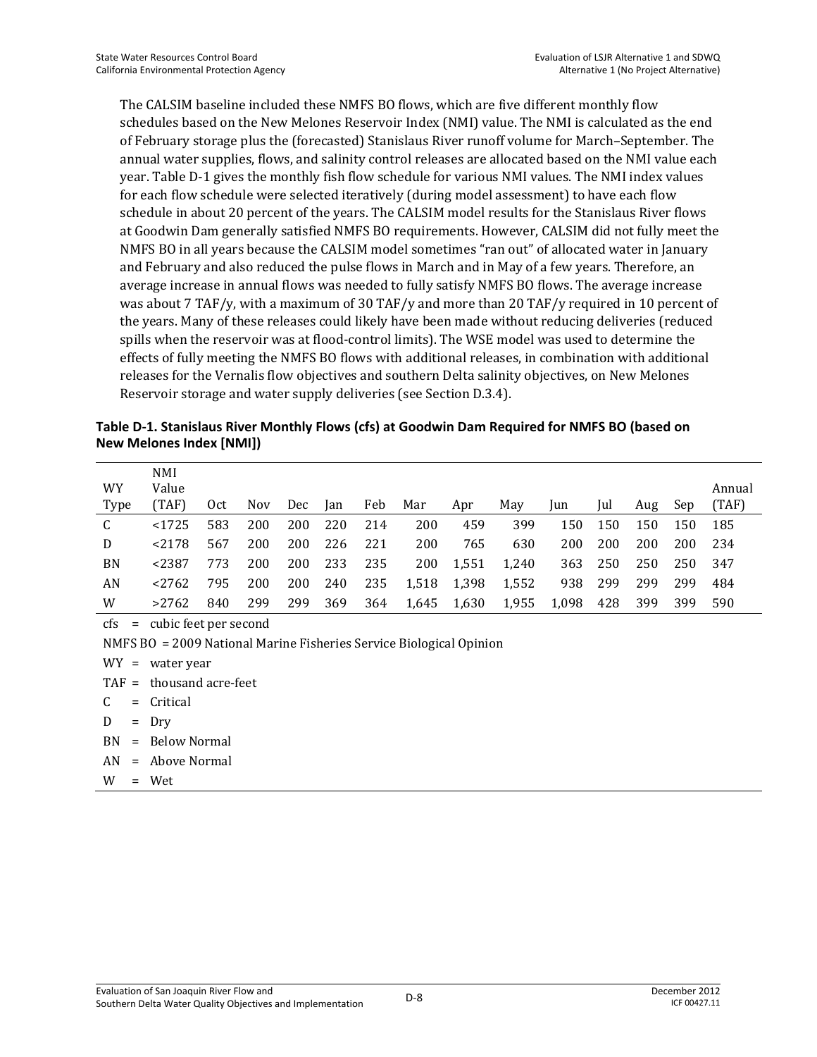The CALSIM baseline included these NMFS BO flows, which are five different monthly flow schedules based on the New Melones Reservoir Index (NMI) value. The NMI is calculated as the end of February storage plus the (forecasted) Stanislaus River runoff volume for March–September. The annual water supplies, flows, and salinity control releases are allocated based on the NMI value each year. Table D-1 gives the monthly fish flow schedule for various NMI values. The NMI index values for each flow schedule were selected iteratively (during model assessment) to have each flow schedule in about 20 percent of the years. The CALSIM model results for the Stanislaus River flows at Goodwin Dam generally satisfied NMFS BO requirements. However, CALSIM did not fully meet the NMFS BO in all years because the CALSIM model sometimes "ran out" of allocated water in January and February and also reduced the pulse flows in March and in May of a few years. Therefore, an average increase in annual flows was needed to fully satisfy NMFS BO flows. The average increase was about 7 TAF/y, with a maximum of 30 TAF/y and more than 20 TAF/y required in 10 percent of the years. Many of these releases could likely have been made without reducing deliveries (reduced spills when the reservoir was at flood-control limits). The WSE model was used to determine the effects of fully meeting the NMFS BO flows with additional releases, in combination with additional releases for the Vernalis flow objectives and southern Delta salinity objectives, on New Melones Reservoir storage and water supply deliveries (see Section D.3.4).

**Table D-1. Stanislaus River Monthly Flows (cfs) at Goodwin Dam Required for NMFS BO (based on New Melones Index [NMI])**

| WY Type | NMI Value (TAF) | Oct | Nov | Dec | Jan | Feb | Mar | Apr | May | Jun | Jul | Aug | Sep | Annual (TAF) |
|---|---|---|---|---|---|---|---|---|---|---|---|---|---|---|
| C | <1725 | 583 | 200 | 200 | 220 | 214 | 200 | 459 | 399 | 150 | 150 | 150 | 150 | 185 |
| D | <2178 | 567 | 200 | 200 | 226 | 221 | 200 | 765 | 630 | 200 | 200 | 200 | 200 | 234 |
| BN | <2387 | 773 | 200 | 200 | 233 | 235 | 200 | 1,551 | 1,240 | 363 | 250 | 250 | 250 | 347 |
| AN | <2762 | 795 | 200 | 200 | 240 | 235 | 1,518 | 1,398 | 1,552 | 938 | 299 | 299 | 299 | 484 |
| W | >2762 | 840 | 299 | 299 | 369 | 364 | 1,645 | 1,630 | 1,955 | 1,098 | 428 | 399 | 399 | 590 |

cfs = cubic feet per second

NMFS BO = 2009 National Marine Fisheries Service Biological Opinion

WY = water year

TAF = thousand acre-feet

C = Critical

D = Dry

BN = Below Normal

AN = Above Normal

W = Wet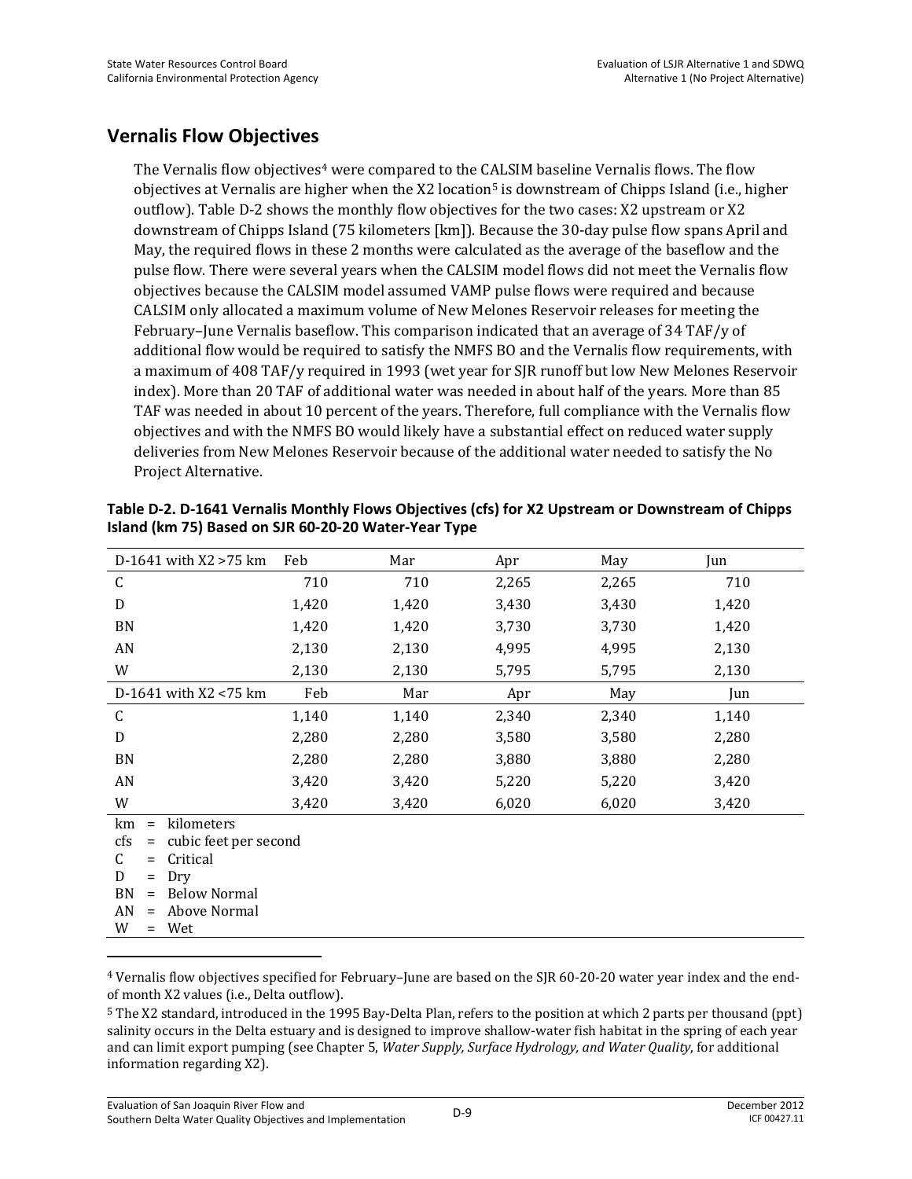## Vernalis Flow Objectives

The Vernalis flow objectives[4] were compared to the CALSIM baseline Vernalis flows. The flow objectives at Vernalis are higher when the X2 location[5] is downstream of Chipps Island (i.e., higher outflow). Table D-2 shows the monthly flow objectives for the two cases: X2 upstream or X2 downstream of Chipps Island (75 kilometers [km]). Because the 30-day pulse flow spans April and May, the required flows in these 2 months were calculated as the average of the baseflow and the pulse flow. There were several years when the CALSIM model flows did not meet the Vernalis flow objectives because the CALSIM model assumed VAMP pulse flows were required and because CALSIM only allocated a maximum volume of New Melones Reservoir releases for meeting the February–June Vernalis baseflow. This comparison indicated that an average of 34 TAF/y of additional flow would be required to satisfy the NMFS BO and the Vernalis flow requirements, with a maximum of 408 TAF/y required in 1993 (wet year for SJR runoff but low New Melones Reservoir index). More than 20 TAF of additional water was needed in about half of the years. More than 85 TAF was needed in about 10 percent of the years. Therefore, full compliance with the Vernalis flow objectives and with the NMFS BO would likely have a substantial effect on reduced water supply deliveries from New Melones Reservoir because of the additional water needed to satisfy the No Project Alternative.

**Table D-2. D-1641 Vernalis Monthly Flows Objectives (cfs) for X2 Upstream or Downstream of Chipps Island (km 75) Based on SJR 60-20-20 Water-Year Type**

| D-1641 with X2 >75 km | Feb | Mar | Apr | May | Jun |
|---|---|---|---|---|---|
| C | 710 | 710 | 2,265 | 2,265 | 710 |
| D | 1,420 | 1,420 | 3,430 | 3,430 | 1,420 |
| BN | 1,420 | 1,420 | 3,730 | 3,730 | 1,420 |
| AN | 2,130 | 2,130 | 4,995 | 4,995 | 2,130 |
| W | 2,130 | 2,130 | 5,795 | 5,795 | 2,130 |
| **D-1641 with X2 <75 km** | **Feb** | **Mar** | **Apr** | **May** | **Jun** |
| C | 1,140 | 1,140 | 2,340 | 2,340 | 1,140 |
| D | 2,280 | 2,280 | 3,580 | 3,580 | 2,280 |
| BN | 2,280 | 2,280 | 3,880 | 3,880 | 2,280 |
| AN | 3,420 | 3,420 | 5,220 | 5,220 | 3,420 |
| W | 3,420 | 3,420 | 6,020 | 6,020 | 3,420 |

km = kilometers
cfs = cubic feet per second
C = Critical
D = Dry
BN = Below Normal
AN = Above Normal
W = Wet

---

[4] Vernalis flow objectives specified for February–June are based on the SJR 60-20-20 water year index and the end-of month X2 values (i.e., Delta outflow).

[5] The X2 standard, introduced in the 1995 Bay-Delta Plan, refers to the position at which 2 parts per thousand (ppt) salinity occurs in the Delta estuary and is designed to improve shallow-water fish habitat in the spring of each year and can limit export pumping (see Chapter 5, *Water Supply, Surface Hydrology, and Water Quality*, for additional information regarding X2).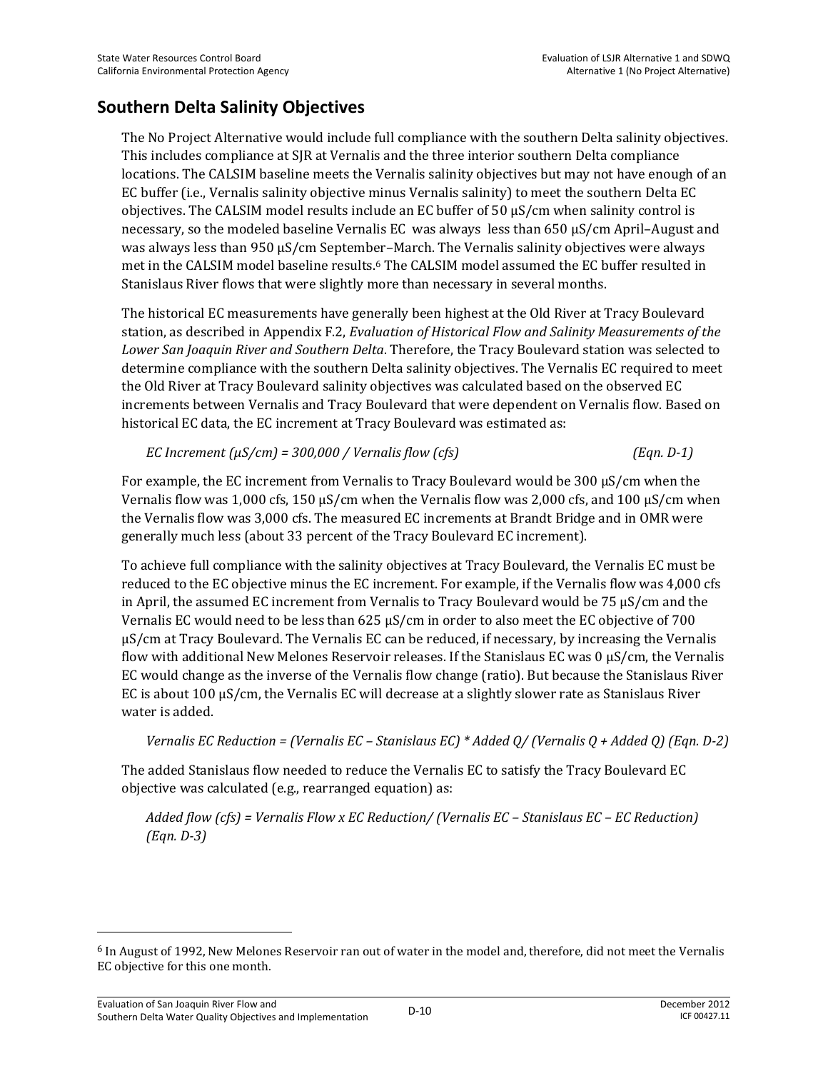## Southern Delta Salinity Objectives

The No Project Alternative would include full compliance with the southern Delta salinity objectives. This includes compliance at SJR at Vernalis and the three interior southern Delta compliance locations. The CALSIM baseline meets the Vernalis salinity objectives but may not have enough of an EC buffer (i.e., Vernalis salinity objective minus Vernalis salinity) to meet the southern Delta EC objectives. The CALSIM model results include an EC buffer of 50 μS/cm when salinity control is necessary, so the modeled baseline Vernalis EC was always less than 650 μS/cm April–August and was always less than 950 μS/cm September–March. The Vernalis salinity objectives were always met in the CALSIM model baseline results.[6] The CALSIM model assumed the EC buffer resulted in Stanislaus River flows that were slightly more than necessary in several months.

The historical EC measurements have generally been highest at the Old River at Tracy Boulevard station, as described in Appendix F.2, *Evaluation of Historical Flow and Salinity Measurements of the Lower San Joaquin River and Southern Delta*. Therefore, the Tracy Boulevard station was selected to determine compliance with the southern Delta salinity objectives. The Vernalis EC required to meet the Old River at Tracy Boulevard salinity objectives was calculated based on the observed EC increments between Vernalis and Tracy Boulevard that were dependent on Vernalis flow. Based on historical EC data, the EC increment at Tracy Boulevard was estimated as:

*EC Increment (μS/cm) = 300,000 / Vernalis flow (cfs)* *(Eqn. D-1)*

For example, the EC increment from Vernalis to Tracy Boulevard would be 300 μS/cm when the Vernalis flow was 1,000 cfs, 150 μS/cm when the Vernalis flow was 2,000 cfs, and 100 μS/cm when the Vernalis flow was 3,000 cfs. The measured EC increments at Brandt Bridge and in OMR were generally much less (about 33 percent of the Tracy Boulevard EC increment).

To achieve full compliance with the salinity objectives at Tracy Boulevard, the Vernalis EC must be reduced to the EC objective minus the EC increment. For example, if the Vernalis flow was 4,000 cfs in April, the assumed EC increment from Vernalis to Tracy Boulevard would be 75 μS/cm and the Vernalis EC would need to be less than 625 μS/cm in order to also meet the EC objective of 700 μS/cm at Tracy Boulevard. The Vernalis EC can be reduced, if necessary, by increasing the Vernalis flow with additional New Melones Reservoir releases. If the Stanislaus EC was 0 μS/cm, the Vernalis EC would change as the inverse of the Vernalis flow change (ratio). But because the Stanislaus River EC is about 100 μS/cm, the Vernalis EC will decrease at a slightly slower rate as Stanislaus River water is added.

*Vernalis EC Reduction = (Vernalis EC – Stanislaus EC) * Added Q/ (Vernalis Q + Added Q) (Eqn. D-2)*

The added Stanislaus flow needed to reduce the Vernalis EC to satisfy the Tracy Boulevard EC objective was calculated (e.g., rearranged equation) as:

*Added flow (cfs) = Vernalis Flow x EC Reduction/ (Vernalis EC – Stanislaus EC – EC Reduction) (Eqn. D-3)*

---

[6] In August of 1992, New Melones Reservoir ran out of water in the model and, therefore, did not meet the Vernalis EC objective for this one month.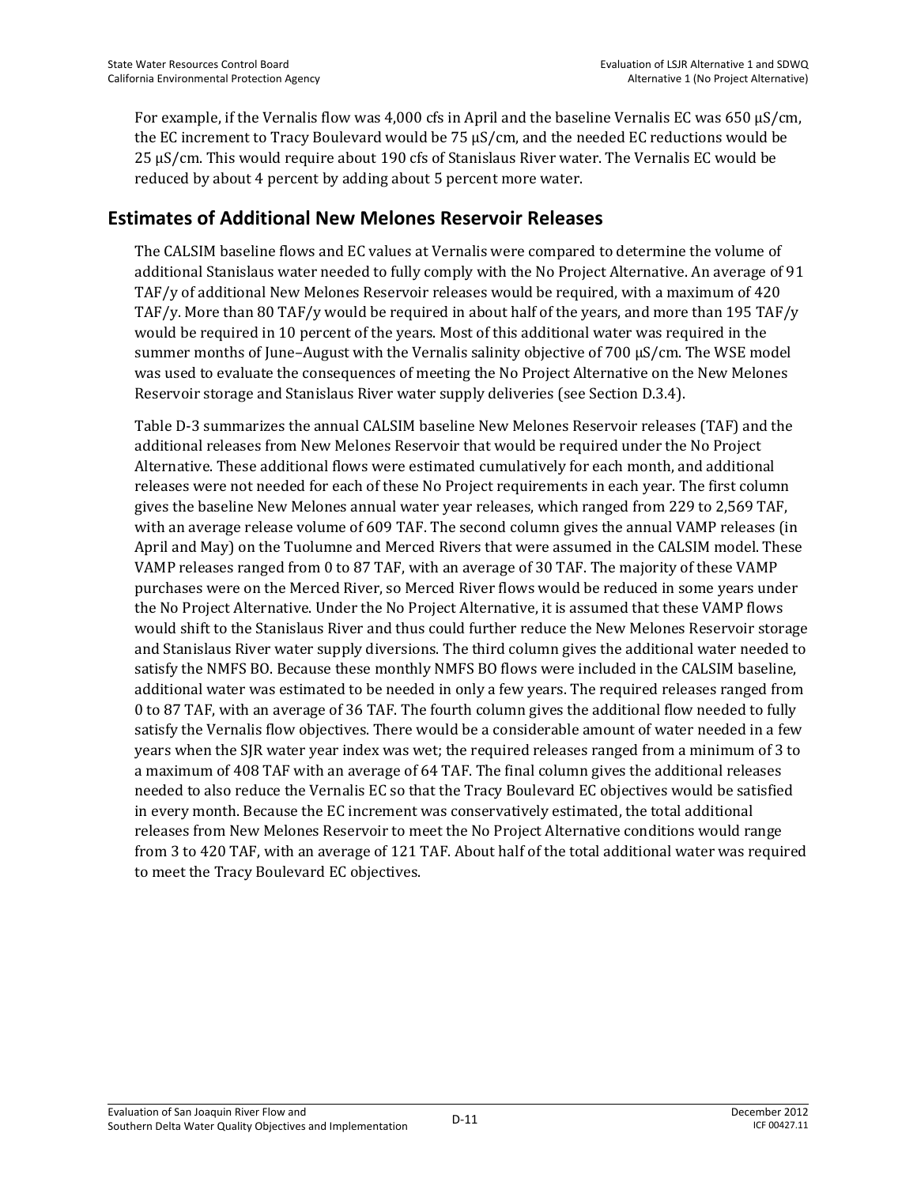For example, if the Vernalis flow was 4,000 cfs in April and the baseline Vernalis EC was 650 µS/cm, the EC increment to Tracy Boulevard would be 75 µS/cm, and the needed EC reductions would be 25 µS/cm. This would require about 190 cfs of Stanislaus River water. The Vernalis EC would be reduced by about 4 percent by adding about 5 percent more water.

## Estimates of Additional New Melones Reservoir Releases

The CALSIM baseline flows and EC values at Vernalis were compared to determine the volume of additional Stanislaus water needed to fully comply with the No Project Alternative. An average of 91 TAF/y of additional New Melones Reservoir releases would be required, with a maximum of 420 TAF/y. More than 80 TAF/y would be required in about half of the years, and more than 195 TAF/y would be required in 10 percent of the years. Most of this additional water was required in the summer months of June–August with the Vernalis salinity objective of 700 µS/cm. The WSE model was used to evaluate the consequences of meeting the No Project Alternative on the New Melones Reservoir storage and Stanislaus River water supply deliveries (see Section D.3.4).

Table D-3 summarizes the annual CALSIM baseline New Melones Reservoir releases (TAF) and the additional releases from New Melones Reservoir that would be required under the No Project Alternative. These additional flows were estimated cumulatively for each month, and additional releases were not needed for each of these No Project requirements in each year. The first column gives the baseline New Melones annual water year releases, which ranged from 229 to 2,569 TAF, with an average release volume of 609 TAF. The second column gives the annual VAMP releases (in April and May) on the Tuolumne and Merced Rivers that were assumed in the CALSIM model. These VAMP releases ranged from 0 to 87 TAF, with an average of 30 TAF. The majority of these VAMP purchases were on the Merced River, so Merced River flows would be reduced in some years under the No Project Alternative. Under the No Project Alternative, it is assumed that these VAMP flows would shift to the Stanislaus River and thus could further reduce the New Melones Reservoir storage and Stanislaus River water supply diversions. The third column gives the additional water needed to satisfy the NMFS BO. Because these monthly NMFS BO flows were included in the CALSIM baseline, additional water was estimated to be needed in only a few years. The required releases ranged from 0 to 87 TAF, with an average of 36 TAF. The fourth column gives the additional flow needed to fully satisfy the Vernalis flow objectives. There would be a considerable amount of water needed in a few years when the SJR water year index was wet; the required releases ranged from a minimum of 3 to a maximum of 408 TAF with an average of 64 TAF. The final column gives the additional releases needed to also reduce the Vernalis EC so that the Tracy Boulevard EC objectives would be satisfied in every month. Because the EC increment was conservatively estimated, the total additional releases from New Melones Reservoir to meet the No Project Alternative conditions would range from 3 to 420 TAF, with an average of 121 TAF. About half of the total additional water was required to meet the Tracy Boulevard EC objectives.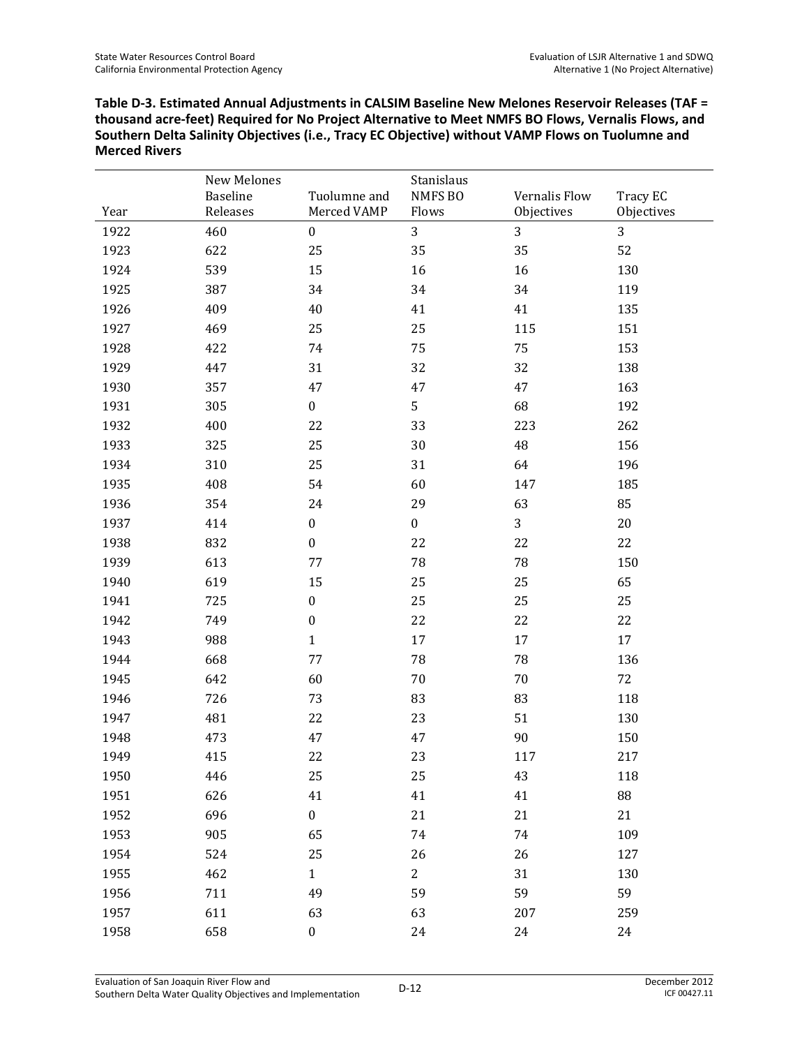**Table D-3. Estimated Annual Adjustments in CALSIM Baseline New Melones Reservoir Releases (TAF = thousand acre-feet) Required for No Project Alternative to Meet NMFS BO Flows, Vernalis Flows, and Southern Delta Salinity Objectives (i.e., Tracy EC Objective) without VAMP Flows on Tuolumne and Merced Rivers**

| Year | New Melones Baseline Releases | Tuolumne and Merced VAMP | Stanislaus NMFS BO Flows | Vernalis Flow Objectives | Tracy EC Objectives |
|---|---|---|---|---|---|
| 1922 | 460 | 0 | 3 | 3 | 3 |
| 1923 | 622 | 25 | 35 | 35 | 52 |
| 1924 | 539 | 15 | 16 | 16 | 130 |
| 1925 | 387 | 34 | 34 | 34 | 119 |
| 1926 | 409 | 40 | 41 | 41 | 135 |
| 1927 | 469 | 25 | 25 | 115 | 151 |
| 1928 | 422 | 74 | 75 | 75 | 153 |
| 1929 | 447 | 31 | 32 | 32 | 138 |
| 1930 | 357 | 47 | 47 | 47 | 163 |
| 1931 | 305 | 0 | 5 | 68 | 192 |
| 1932 | 400 | 22 | 33 | 223 | 262 |
| 1933 | 325 | 25 | 30 | 48 | 156 |
| 1934 | 310 | 25 | 31 | 64 | 196 |
| 1935 | 408 | 54 | 60 | 147 | 185 |
| 1936 | 354 | 24 | 29 | 63 | 85 |
| 1937 | 414 | 0 | 0 | 3 | 20 |
| 1938 | 832 | 0 | 22 | 22 | 22 |
| 1939 | 613 | 77 | 78 | 78 | 150 |
| 1940 | 619 | 15 | 25 | 25 | 65 |
| 1941 | 725 | 0 | 25 | 25 | 25 |
| 1942 | 749 | 0 | 22 | 22 | 22 |
| 1943 | 988 | 1 | 17 | 17 | 17 |
| 1944 | 668 | 77 | 78 | 78 | 136 |
| 1945 | 642 | 60 | 70 | 70 | 72 |
| 1946 | 726 | 73 | 83 | 83 | 118 |
| 1947 | 481 | 22 | 23 | 51 | 130 |
| 1948 | 473 | 47 | 47 | 90 | 150 |
| 1949 | 415 | 22 | 23 | 117 | 217 |
| 1950 | 446 | 25 | 25 | 43 | 118 |
| 1951 | 626 | 41 | 41 | 41 | 88 |
| 1952 | 696 | 0 | 21 | 21 | 21 |
| 1953 | 905 | 65 | 74 | 74 | 109 |
| 1954 | 524 | 25 | 26 | 26 | 127 |
| 1955 | 462 | 1 | 2 | 31 | 130 |
| 1956 | 711 | 49 | 59 | 59 | 59 |
| 1957 | 611 | 63 | 63 | 207 | 259 |
| 1958 | 658 | 0 | 24 | 24 | 24 |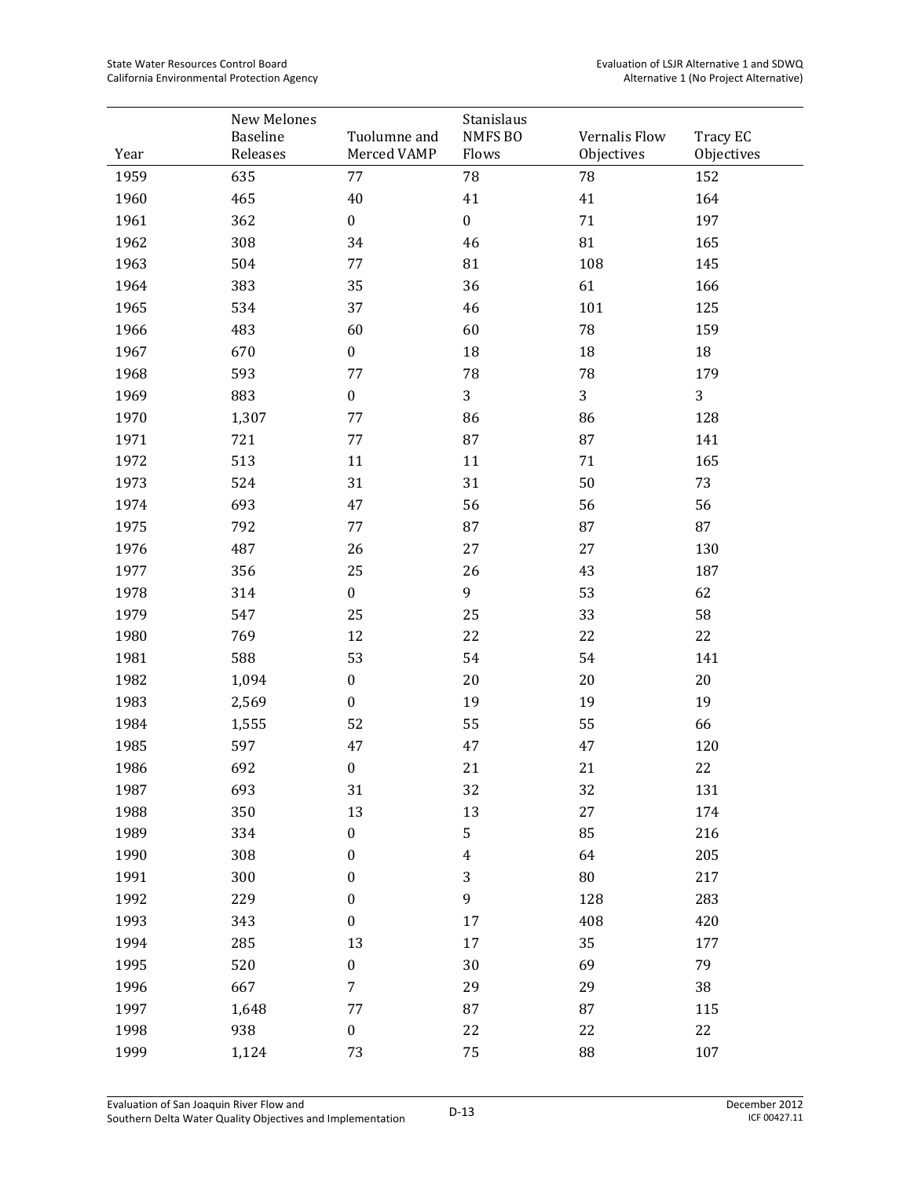| Year | New Melones Baseline Releases | Tuolumne and Merced VAMP | Stanislaus NMFS BO Flows | Vernalis Flow Objectives | Tracy EC Objectives |
|---|---|---|---|---|---|
| 1959 | 635 | 77 | 78 | 78 | 152 |
| 1960 | 465 | 40 | 41 | 41 | 164 |
| 1961 | 362 | 0 | 0 | 71 | 197 |
| 1962 | 308 | 34 | 46 | 81 | 165 |
| 1963 | 504 | 77 | 81 | 108 | 145 |
| 1964 | 383 | 35 | 36 | 61 | 166 |
| 1965 | 534 | 37 | 46 | 101 | 125 |
| 1966 | 483 | 60 | 60 | 78 | 159 |
| 1967 | 670 | 0 | 18 | 18 | 18 |
| 1968 | 593 | 77 | 78 | 78 | 179 |
| 1969 | 883 | 0 | 3 | 3 | 3 |
| 1970 | 1,307 | 77 | 86 | 86 | 128 |
| 1971 | 721 | 77 | 87 | 87 | 141 |
| 1972 | 513 | 11 | 11 | 71 | 165 |
| 1973 | 524 | 31 | 31 | 50 | 73 |
| 1974 | 693 | 47 | 56 | 56 | 56 |
| 1975 | 792 | 77 | 87 | 87 | 87 |
| 1976 | 487 | 26 | 27 | 27 | 130 |
| 1977 | 356 | 25 | 26 | 43 | 187 |
| 1978 | 314 | 0 | 9 | 53 | 62 |
| 1979 | 547 | 25 | 25 | 33 | 58 |
| 1980 | 769 | 12 | 22 | 22 | 22 |
| 1981 | 588 | 53 | 54 | 54 | 141 |
| 1982 | 1,094 | 0 | 20 | 20 | 20 |
| 1983 | 2,569 | 0 | 19 | 19 | 19 |
| 1984 | 1,555 | 52 | 55 | 55 | 66 |
| 1985 | 597 | 47 | 47 | 47 | 120 |
| 1986 | 692 | 0 | 21 | 21 | 22 |
| 1987 | 693 | 31 | 32 | 32 | 131 |
| 1988 | 350 | 13 | 13 | 27 | 174 |
| 1989 | 334 | 0 | 5 | 85 | 216 |
| 1990 | 308 | 0 | 4 | 64 | 205 |
| 1991 | 300 | 0 | 3 | 80 | 217 |
| 1992 | 229 | 0 | 9 | 128 | 283 |
| 1993 | 343 | 0 | 17 | 408 | 420 |
| 1994 | 285 | 13 | 17 | 35 | 177 |
| 1995 | 520 | 0 | 30 | 69 | 79 |
| 1996 | 667 | 7 | 29 | 29 | 38 |
| 1997 | 1,648 | 77 | 87 | 87 | 115 |
| 1998 | 938 | 0 | 22 | 22 | 22 |
| 1999 | 1,124 | 73 | 75 | 88 | 107 |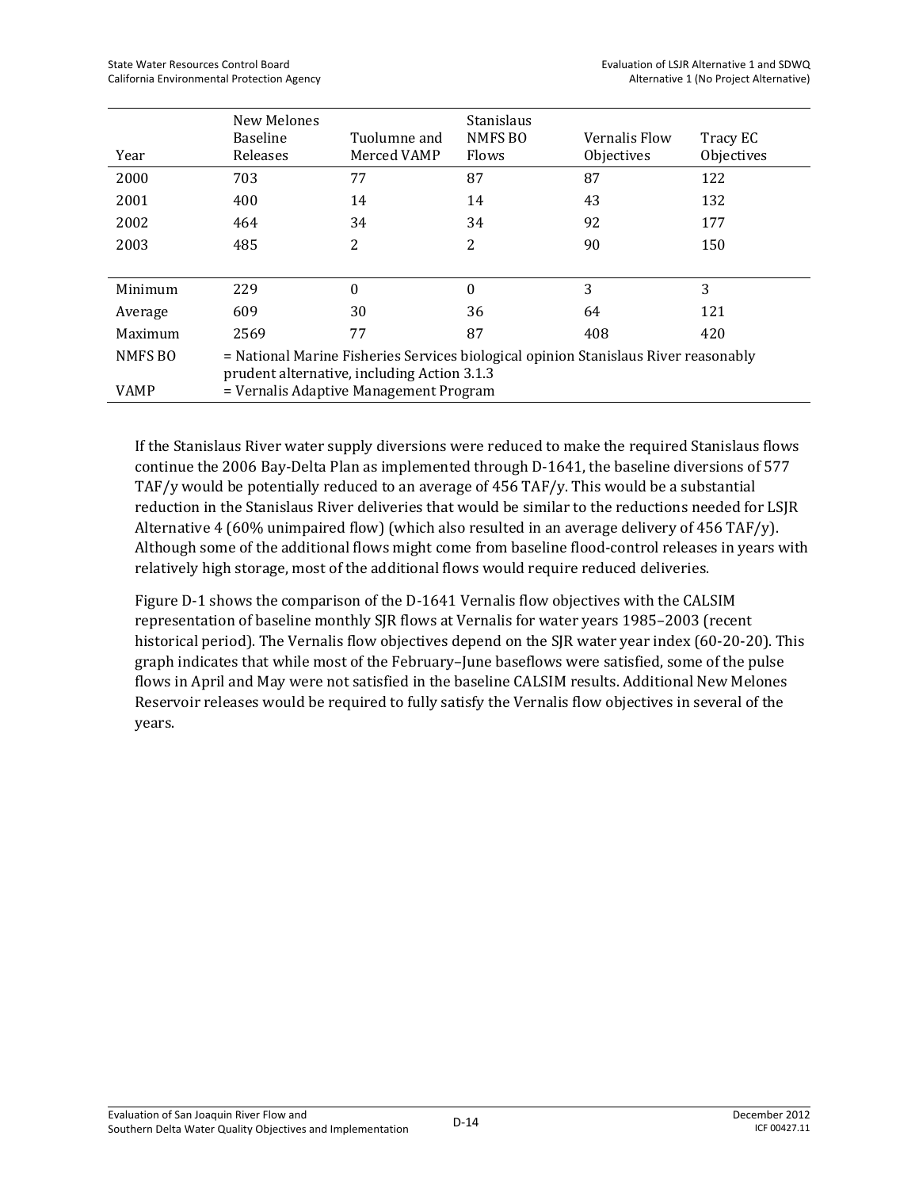| Year | New Melones Baseline Releases | Tuolumne and Merced VAMP | Stanislaus NMFS BO Flows | Vernalis Flow Objectives | Tracy EC Objectives |
|---|---|---|---|---|---|
| 2000 | 703 | 77 | 87 | 87 | 122 |
| 2001 | 400 | 14 | 14 | 43 | 132 |
| 2002 | 464 | 34 | 34 | 92 | 177 |
| 2003 | 485 | 2 | 2 | 90 | 150 |
| | | | | | |
| Minimum | 229 | 0 | 0 | 3 | 3 |
| Average | 609 | 30 | 36 | 64 | 121 |
| Maximum | 2569 | 77 | 87 | 408 | 420 |

NMFS BO = National Marine Fisheries Services biological opinion Stanislaus River reasonably prudent alternative, including Action 3.1.3

VAMP = Vernalis Adaptive Management Program

If the Stanislaus River water supply diversions were reduced to make the required Stanislaus flows continue the 2006 Bay-Delta Plan as implemented through D-1641, the baseline diversions of 577 TAF/y would be potentially reduced to an average of 456 TAF/y. This would be a substantial reduction in the Stanislaus River deliveries that would be similar to the reductions needed for LSJR Alternative 4 (60% unimpaired flow) (which also resulted in an average delivery of 456 TAF/y). Although some of the additional flows might come from baseline flood-control releases in years with relatively high storage, most of the additional flows would require reduced deliveries.

Figure D-1 shows the comparison of the D-1641 Vernalis flow objectives with the CALSIM representation of baseline monthly SJR flows at Vernalis for water years 1985–2003 (recent historical period). The Vernalis flow objectives depend on the SJR water year index (60-20-20). This graph indicates that while most of the February–June baseflows were satisfied, some of the pulse flows in April and May were not satisfied in the baseline CALSIM results. Additional New Melones Reservoir releases would be required to fully satisfy the Vernalis flow objectives in several of the years.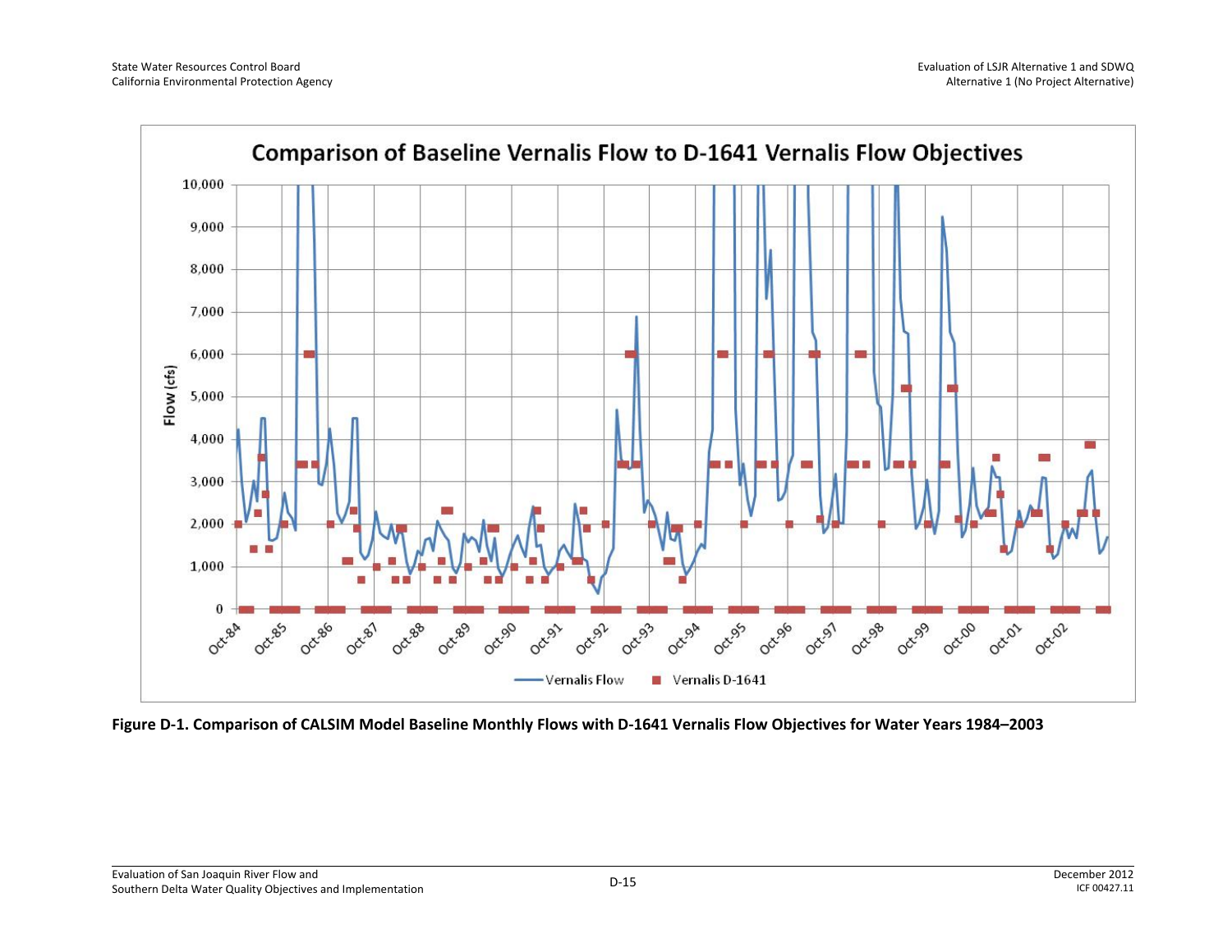Comparison of Baseline Vernalis Flow to D-1641 Vernalis Flow Objectives

Flow (cfs)

10,000
9,000
8,000
7,000
6,000
5,000
4,000
3,000
2,000
1,000
0

Oct-84 Oct-85 Oct-86 Oct-87 Oct-88 Oct-89 Oct-90 Oct-91 Oct-92 Oct-93 Oct-94 Oct-95 Oct-96 Oct-97 Oct-98 Oct-99 Oct-00 Oct-01 Oct-02

Vernalis Flow    Vernalis D-1641

**Figure D-1. Comparison of CALSIM Model Baseline Monthly Flows with D-1641 Vernalis Flow Objectives for Water Years 1984–2003**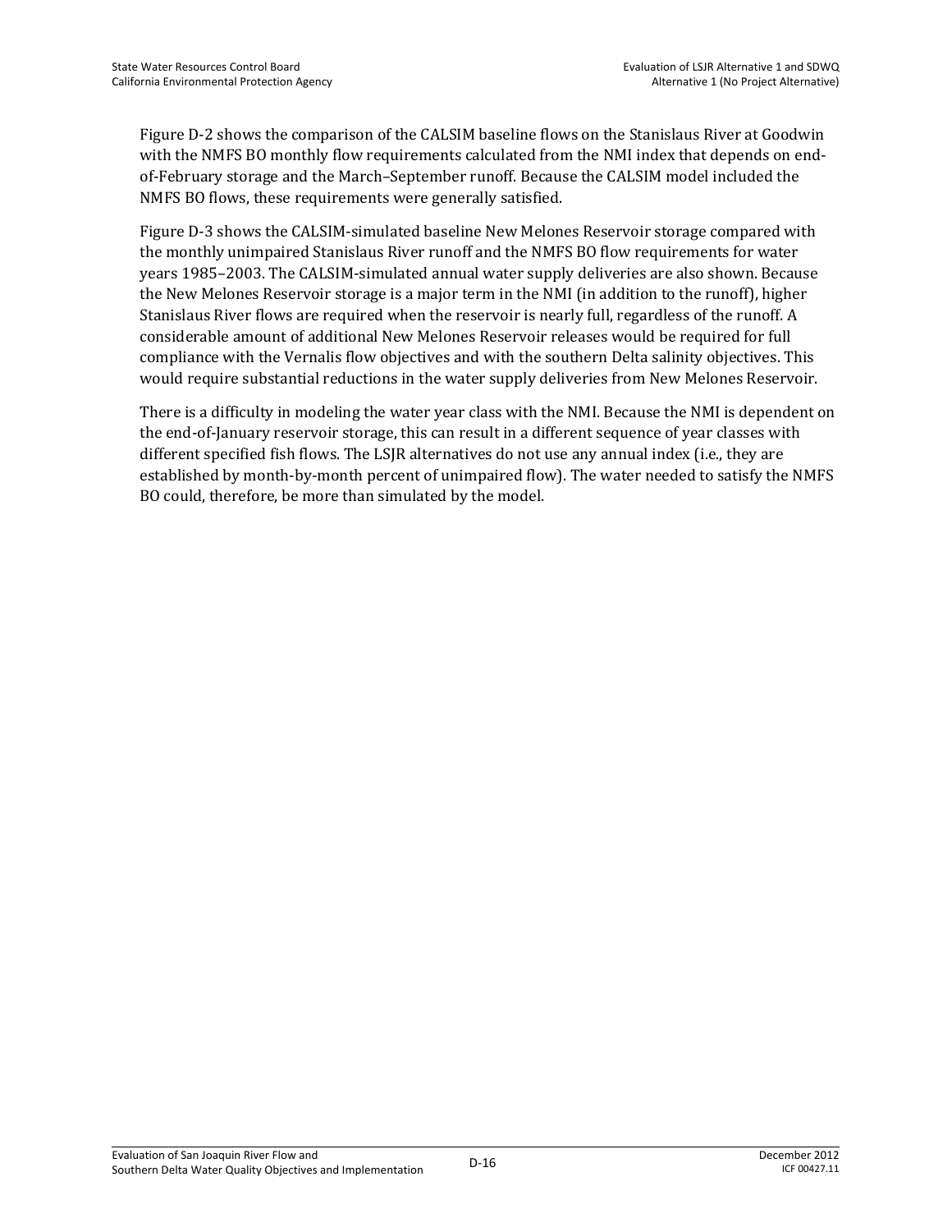Figure D-2 shows the comparison of the CALSIM baseline flows on the Stanislaus River at Goodwin with the NMFS BO monthly flow requirements calculated from the NMI index that depends on end-of-February storage and the March–September runoff. Because the CALSIM model included the NMFS BO flows, these requirements were generally satisfied.

Figure D-3 shows the CALSIM-simulated baseline New Melones Reservoir storage compared with the monthly unimpaired Stanislaus River runoff and the NMFS BO flow requirements for water years 1985–2003. The CALSIM-simulated annual water supply deliveries are also shown. Because the New Melones Reservoir storage is a major term in the NMI (in addition to the runoff), higher Stanislaus River flows are required when the reservoir is nearly full, regardless of the runoff. A considerable amount of additional New Melones Reservoir releases would be required for full compliance with the Vernalis flow objectives and with the southern Delta salinity objectives. This would require substantial reductions in the water supply deliveries from New Melones Reservoir.

There is a difficulty in modeling the water year class with the NMI. Because the NMI is dependent on the end-of-January reservoir storage, this can result in a different sequence of year classes with different specified fish flows. The LSJR alternatives do not use any annual index (i.e., they are established by month-by-month percent of unimpaired flow). The water needed to satisfy the NMFS BO could, therefore, be more than simulated by the model.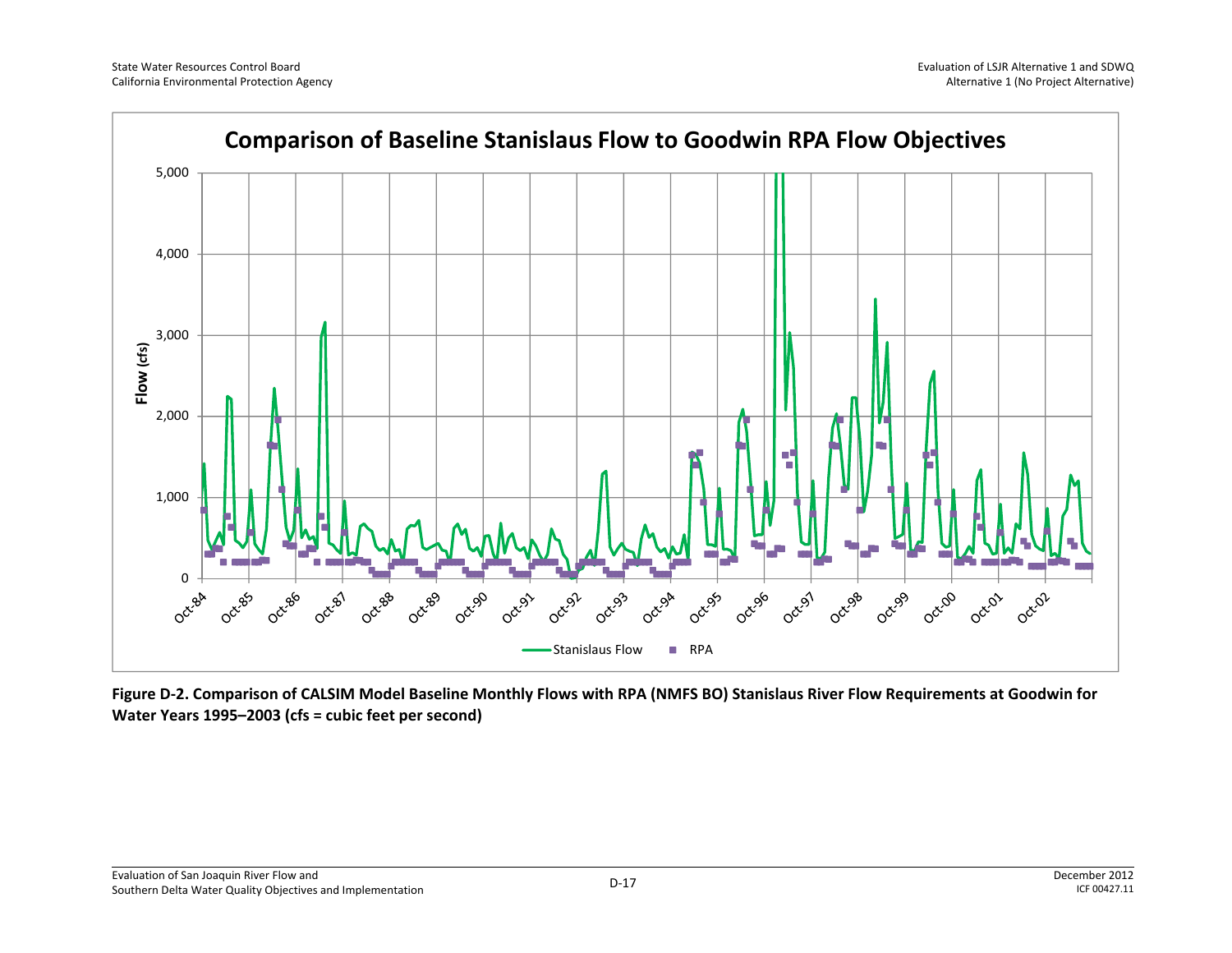**Figure D-2. Comparison of CALSIM Model Baseline Monthly Flows with RPA (NMFS BO) Stanislaus River Flow Requirements at Goodwin for Water Years 1995–2003 (cfs = cubic feet per second)**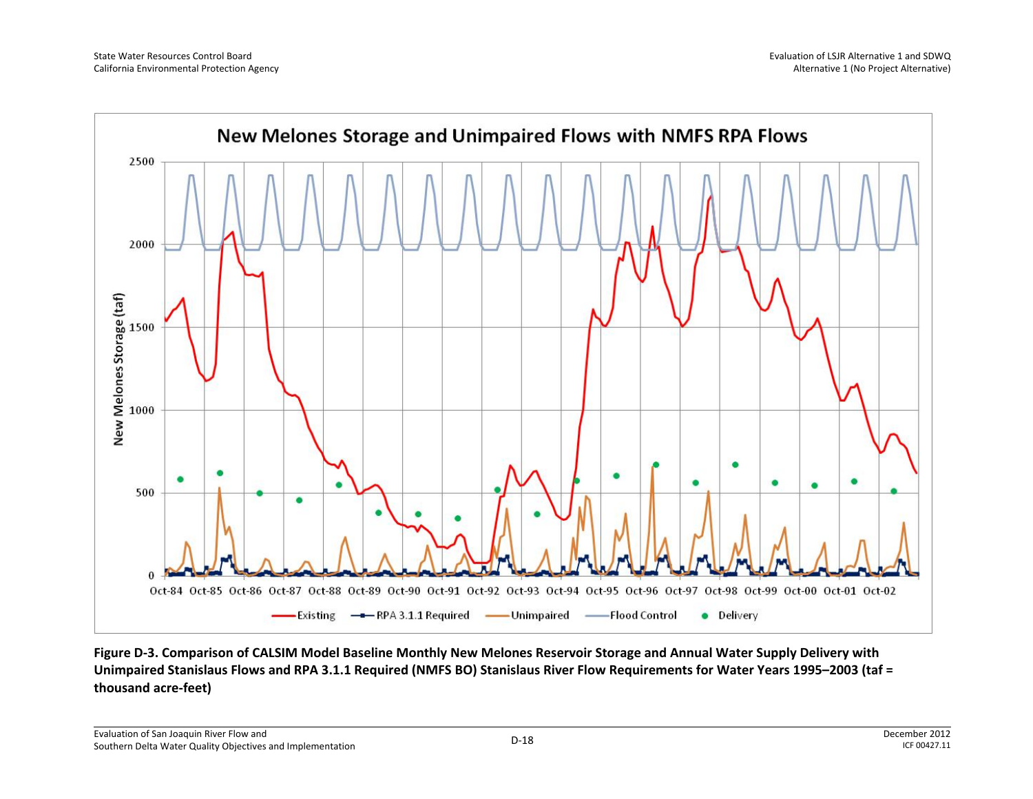**Figure D-3. Comparison of CALSIM Model Baseline Monthly New Melones Reservoir Storage and Annual Water Supply Delivery with Unimpaired Stanislaus Flows and RPA 3.1.1 Required (NMFS BO) Stanislaus River Flow Requirements for Water Years 1995–2003 (taf = thousand acre-feet)**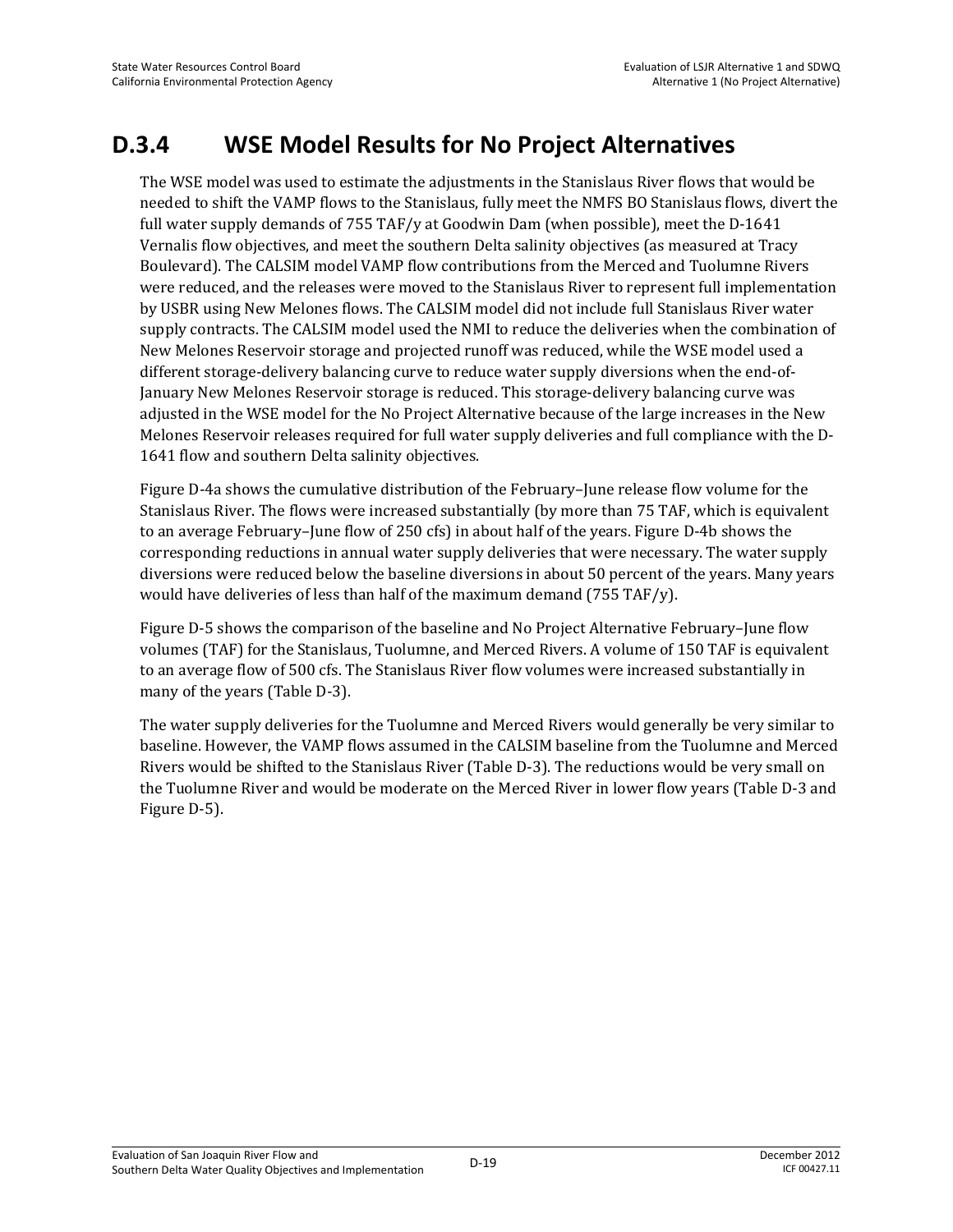## D.3.4 WSE Model Results for No Project Alternatives

The WSE model was used to estimate the adjustments in the Stanislaus River flows that would be needed to shift the VAMP flows to the Stanislaus, fully meet the NMFS BO Stanislaus flows, divert the full water supply demands of 755 TAF/y at Goodwin Dam (when possible), meet the D-1641 Vernalis flow objectives, and meet the southern Delta salinity objectives (as measured at Tracy Boulevard). The CALSIM model VAMP flow contributions from the Merced and Tuolumne Rivers were reduced, and the releases were moved to the Stanislaus River to represent full implementation by USBR using New Melones flows. The CALSIM model did not include full Stanislaus River water supply contracts. The CALSIM model used the NMI to reduce the deliveries when the combination of New Melones Reservoir storage and projected runoff was reduced, while the WSE model used a different storage-delivery balancing curve to reduce water supply diversions when the end-of-January New Melones Reservoir storage is reduced. This storage-delivery balancing curve was adjusted in the WSE model for the No Project Alternative because of the large increases in the New Melones Reservoir releases required for full water supply deliveries and full compliance with the D-1641 flow and southern Delta salinity objectives.

Figure D-4a shows the cumulative distribution of the February–June release flow volume for the Stanislaus River. The flows were increased substantially (by more than 75 TAF, which is equivalent to an average February–June flow of 250 cfs) in about half of the years. Figure D-4b shows the corresponding reductions in annual water supply deliveries that were necessary. The water supply diversions were reduced below the baseline diversions in about 50 percent of the years. Many years would have deliveries of less than half of the maximum demand (755 TAF/y).

Figure D-5 shows the comparison of the baseline and No Project Alternative February–June flow volumes (TAF) for the Stanislaus, Tuolumne, and Merced Rivers. A volume of 150 TAF is equivalent to an average flow of 500 cfs. The Stanislaus River flow volumes were increased substantially in many of the years (Table D-3).

The water supply deliveries for the Tuolumne and Merced Rivers would generally be very similar to baseline. However, the VAMP flows assumed in the CALSIM baseline from the Tuolumne and Merced Rivers would be shifted to the Stanislaus River (Table D-3). The reductions would be very small on the Tuolumne River and would be moderate on the Merced River in lower flow years (Table D-3 and Figure D-5).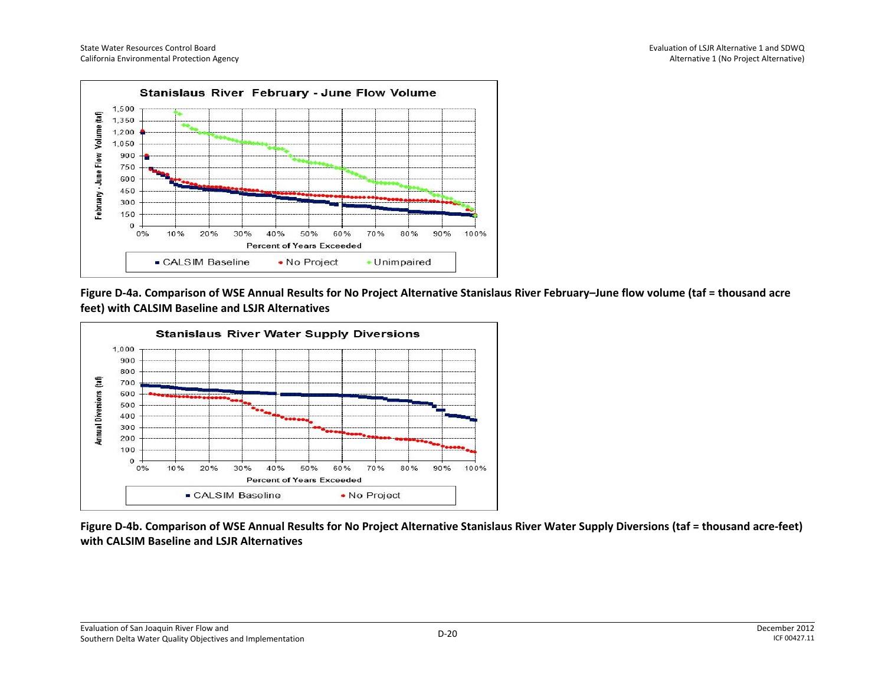**Figure D-4a. Comparison of WSE Annual Results for No Project Alternative Stanislaus River February–June flow volume (taf = thousand acre feet) with CALSIM Baseline and LSJR Alternatives**

**Figure D-4b. Comparison of WSE Annual Results for No Project Alternative Stanislaus River Water Supply Diversions (taf = thousand acre-feet) with CALSIM Baseline and LSJR Alternatives**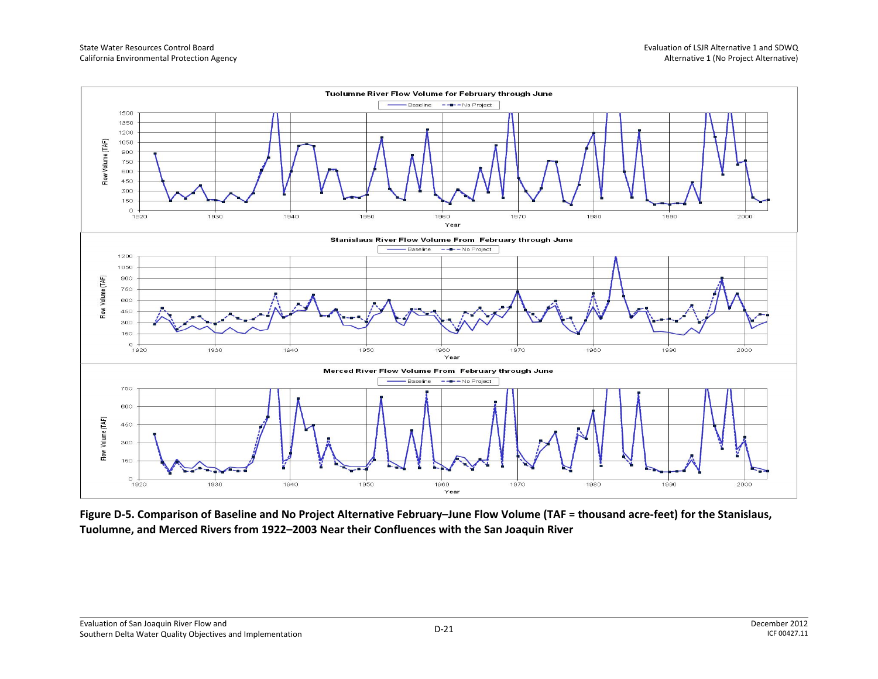Tuolumne River Flow Volume for February through June

Baseline — No Project

Flow Volume (TAF)

1500
1350
1200
1050
900
750
600
450
300
150
0

1920 1930 1940 1950 1960 1970 1980 1990 2000

Year

Stanislaus River Flow Volume From February through June

Baseline — No Project

Flow Volume (TAF)

1200
1050
900
750
600
450
300
150
0

1920 1930 1940 1950 1960 1970 1980 1990 2000

Year

Merced River Flow Volume From February through June

Baseline — No Project

Flow Volume (TAF)

750
600
450
300
150
0

1920 1930 1940 1950 1960 1970 1980 1990 2000

Year

**Figure D-5. Comparison of Baseline and No Project Alternative February–June Flow Volume (TAF = thousand acre-feet) for the Stanislaus, Tuolumne, and Merced Rivers from 1922–2003 Near their Confluences with the San Joaquin River**